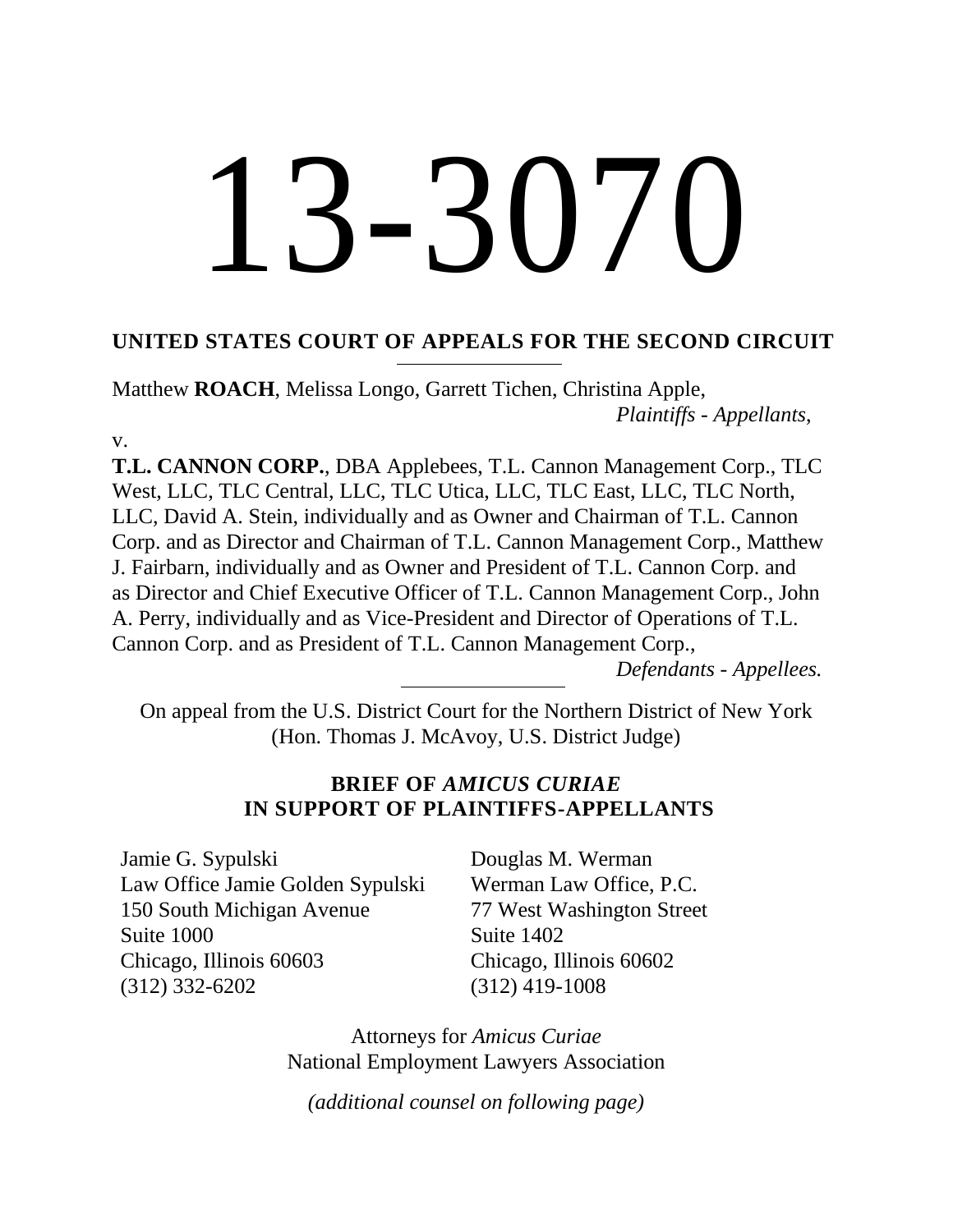# 13-3070

## UNITED STATES COURT OF APPEALS FOR THE SECOND CIRCUIT

---

Matthew **ROACH**, Melissa Longo, Garrett Tichen, Christina Apple,

*Plaintiffs - Appellants*,

v.

**T.L. CANNON CORP.**, DBA Applebees, T.L. Cannon Management Corp., TLC West, LLC, TLC Central, LLC, TLC Utica, LLC, TLC East, LLC, TLC North, LLC, David A. Stein, individually and as Owner and Chairman of T.L. Cannon Corp. and as Director and Chairman of T.L. Cannon Management Corp., Matthew J. Fairbarn, individually and as Owner and President of T.L. Cannon Corp. and as Director and Chief Executive Officer of T.L. Cannon Management Corp., John A. Perry, individually and as Vice-President and Director of Operations of T.L. Cannon Corp. and as President of T.L. Cannon Management Corp.,

*Defendants - Appellees.*

---

On appeal from the U.S. District Court for the Northern District of New York
(Hon. Thomas J. McAvoy, U.S. District Judge)

### BRIEF OF *AMICUS CURIAE* IN SUPPORT OF PLAINTIFFS-APPELLANTS

Jamie G. Sypulski
Law Office Jamie Golden Sypulski
150 South Michigan Avenue
Suite 1000
Chicago, Illinois 60603
(312) 332-6202

Douglas M. Werman
Werman Law Office, P.C.
77 West Washington Street
Suite 1402
Chicago, Illinois 60602
(312) 419-1008

Attorneys for *Amicus Curiae*
National Employment Lawyers Association

*(additional counsel on following page)*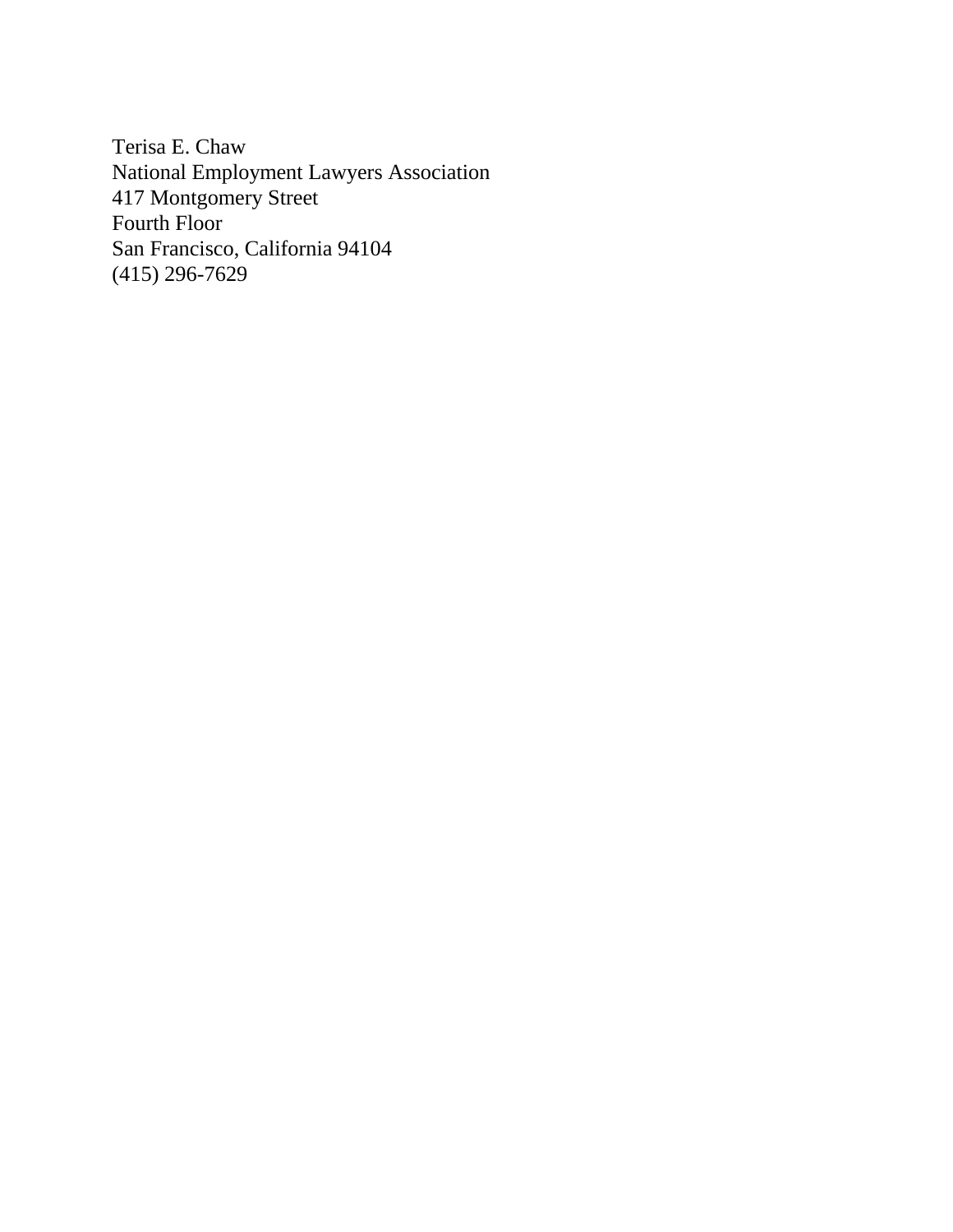Terisa E. Chaw
National Employment Lawyers Association
417 Montgomery Street
Fourth Floor
San Francisco, California 94104
(415) 296-7629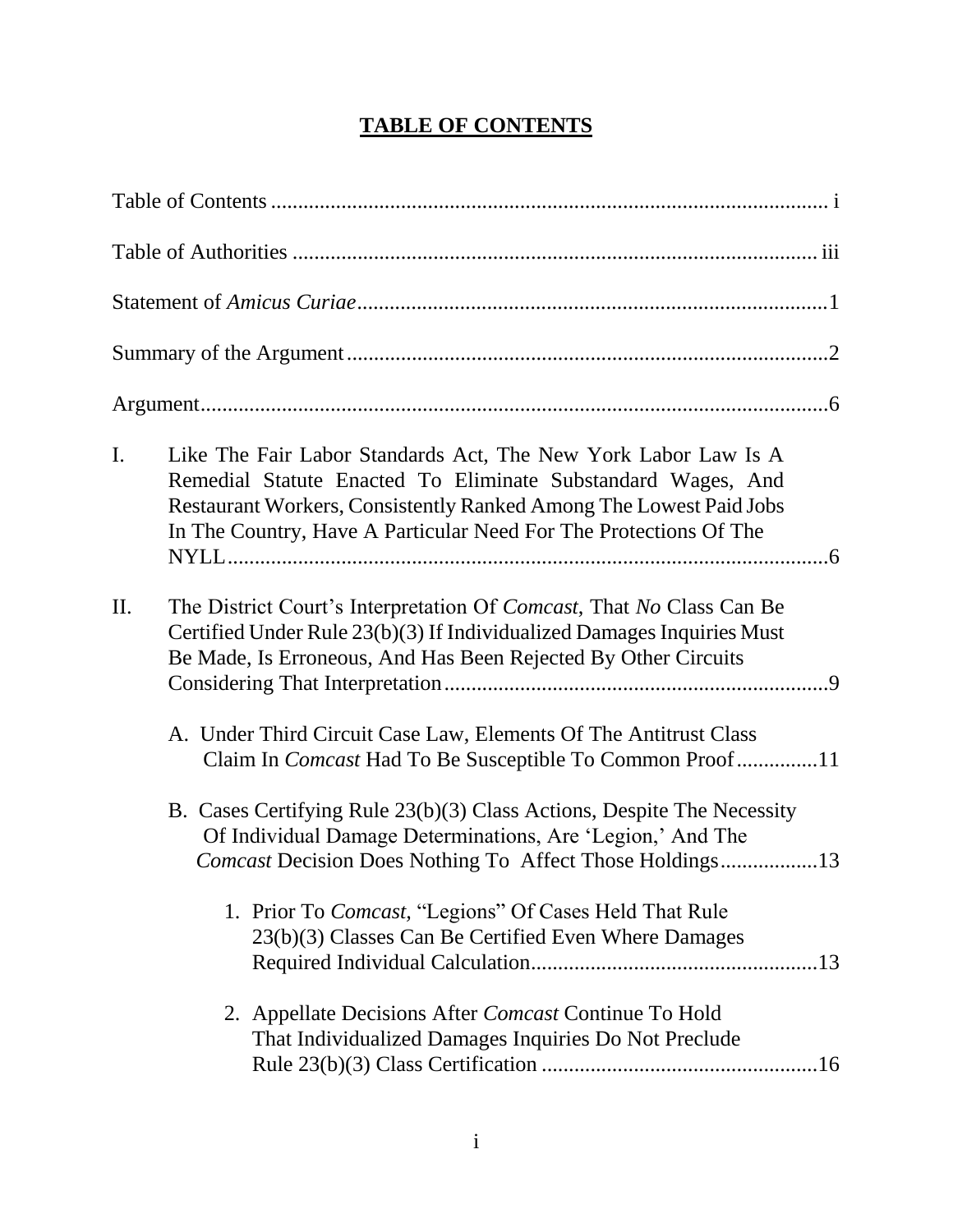# TABLE OF CONTENTS

Table of Contents ..................................................................................................... i

Table of Authorities ................................................................................................ iii

Statement of *Amicus Curiae* .....................................................................................1

Summary of the Argument .......................................................................................2

Argument ...................................................................................................................6

I. Like The Fair Labor Standards Act, The New York Labor Law Is A Remedial Statute Enacted To Eliminate Substandard Wages, And Restaurant Workers, Consistently Ranked Among The Lowest Paid Jobs In The Country, Have A Particular Need For The Protections Of The NYLL ...............................................................................................6

II. The District Court's Interpretation Of *Comcast*, That *No* Class Can Be Certified Under Rule 23(b)(3) If Individualized Damages Inquiries Must Be Made, Is Erroneous, And Has Been Rejected By Other Circuits Considering That Interpretation .....................................................................9

   A. Under Third Circuit Case Law, Elements Of The Antitrust Class Claim In *Comcast* Had To Be Susceptible To Common Proof ..............11

   B. Cases Certifying Rule 23(b)(3) Class Actions, Despite The Necessity Of Individual Damage Determinations, Are 'Legion,' And The *Comcast* Decision Does Nothing To Affect Those Holdings .................13

      1. Prior To *Comcast*, "Legions" Of Cases Held That Rule 23(b)(3) Classes Can Be Certified Even Where Damages Required Individual Calculation ....................................................13

      2. Appellate Decisions After *Comcast* Continue To Hold That Individualized Damages Inquiries Do Not Preclude Rule 23(b)(3) Class Certification ..................................................16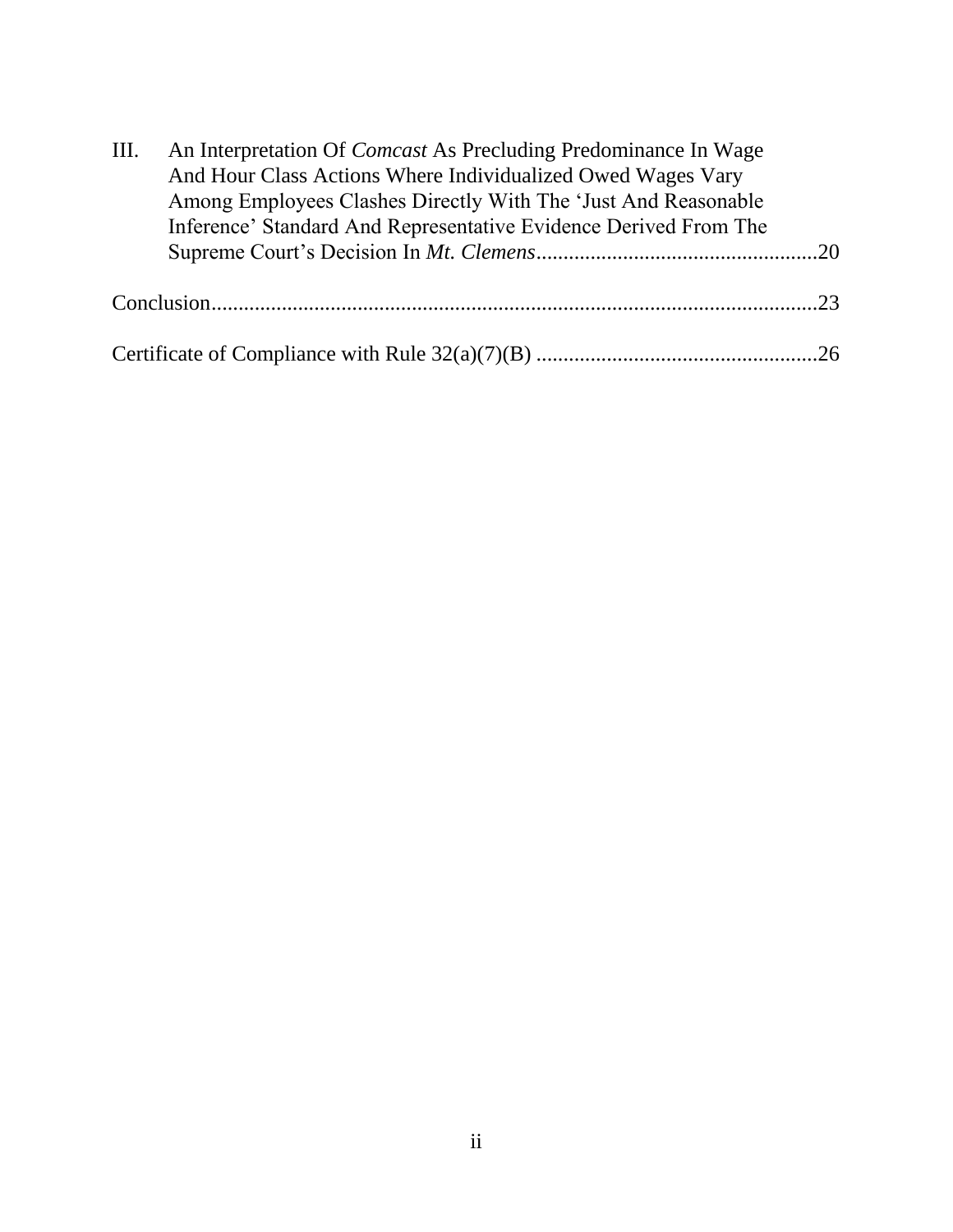III. An Interpretation Of *Comcast* As Precluding Predominance In Wage And Hour Class Actions Where Individualized Owed Wages Vary Among Employees Clashes Directly With The 'Just And Reasonable Inference' Standard And Representative Evidence Derived From The Supreme Court's Decision In *Mt. Clemens*....................................................20

Conclusion...............................................................................................................23

Certificate of Compliance with Rule 32(a)(7)(B) ....................................................26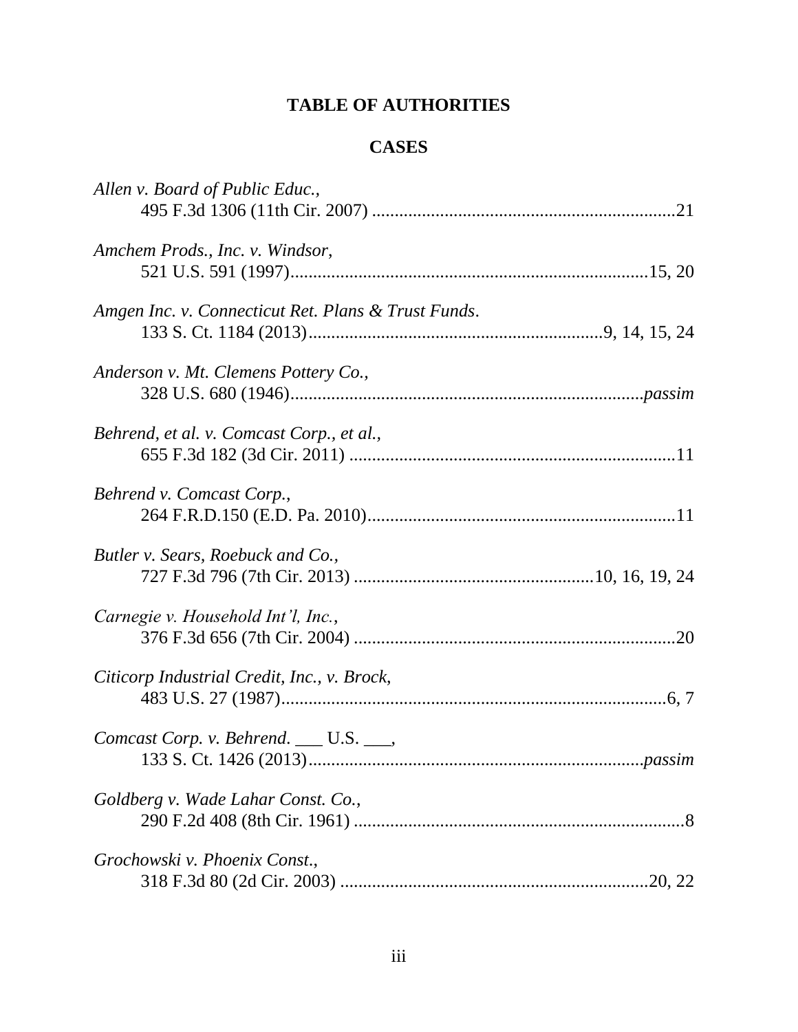# TABLE OF AUTHORITIES

## CASES

*Allen v. Board of Public Educ.*,
495 F.3d 1306 (11th Cir. 2007) ....................................................................21

*Amchem Prods., Inc. v. Windsor*,
521 U.S. 591 (1997)...............................................................................15, 20

*Amgen Inc. v. Connecticut Ret. Plans & Trust Funds*.
133 S. Ct. 1184 (2013).................................................................9, 14, 15, 24

*Anderson v. Mt. Clemens Pottery Co.*,
328 U.S. 680 (1946)............................................................................*passim*

*Behrend, et al. v. Comcast Corp., et al.*,
655 F.3d 182 (3d Cir. 2011) .......................................................................11

*Behrend v. Comcast Corp.*,
264 F.R.D.150 (E.D. Pa. 2010)...................................................................11

*Butler v. Sears, Roebuck and Co.*,
727 F.3d 796 (7th Cir. 2013) .....................................................10, 16, 19, 24

*Carnegie v. Household Int'l, Inc.*,
376 F.3d 656 (7th Cir. 2004) .......................................................................20

*Citicorp Industrial Credit, Inc., v. Brock*,
483 U.S. 27 (1987)......................................................................................6, 7

*Comcast Corp. v. Behrend*. ___ U.S. ___,
133 S. Ct. 1426 (2013)........................................................................*passim*

*Goldberg v. Wade Lahar Const. Co.*,
290 F.2d 408 (8th Cir. 1961) ........................................................................8

*Grochowski v. Phoenix Const.*,
318 F.3d 80 (2d Cir. 2003) ....................................................................20, 22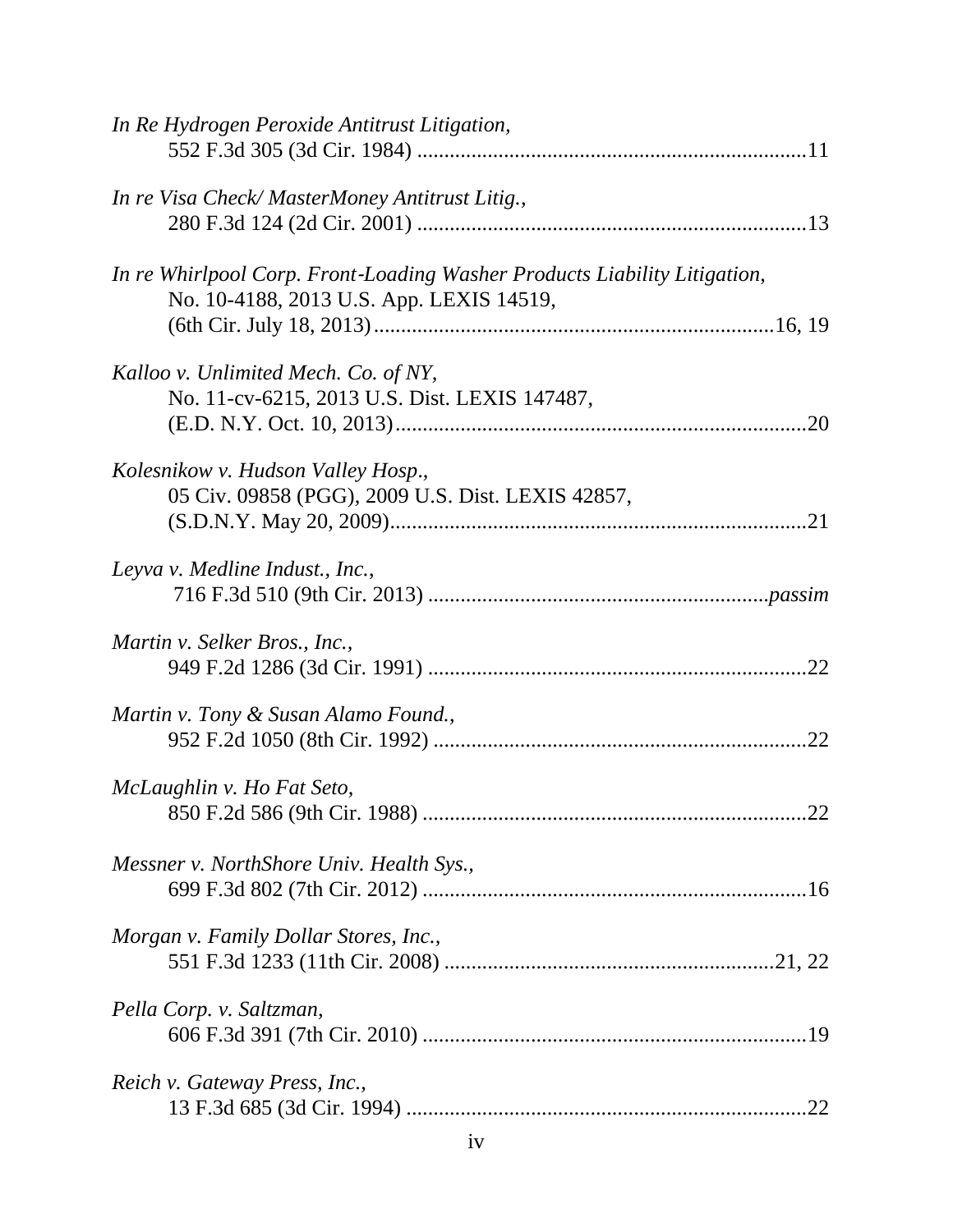*In Re Hydrogen Peroxide Antitrust Litigation*,
552 F.3d 305 (3d Cir. 1984) ........................................................................11

*In re Visa Check/ MasterMoney Antitrust Litig.*,
280 F.3d 124 (2d Cir. 2001) ........................................................................13

*In re Whirlpool Corp. Front-Loading Washer Products Liability Litigation*,
No. 10-4188, 2013 U.S. App. LEXIS 14519,
(6th Cir. July 18, 2013).........................................................................16, 19

*Kalloo v. Unlimited Mech. Co. of NY*,
No. 11-cv-6215, 2013 U.S. Dist. LEXIS 147487,
(E.D. N.Y. Oct. 10, 2013)............................................................................20

*Kolesnikow v. Hudson Valley Hosp*.,
05 Civ. 09858 (PGG), 2009 U.S. Dist. LEXIS 42857,
(S.D.N.Y. May 20, 2009).............................................................................21

*Leyva v. Medline Indust., Inc.*,
716 F.3d 510 (9th Cir. 2013) ..............................................................*passim*

*Martin v. Selker Bros., Inc.*,
949 F.2d 1286 (3d Cir. 1991) ......................................................................22

*Martin v. Tony & Susan Alamo Found.*,
952 F.2d 1050 (8th Cir. 1992) .....................................................................22

*McLaughlin v. Ho Fat Seto*,
850 F.2d 586 (9th Cir. 1988) .......................................................................22

*Messner v. NorthShore Univ. Health Sys.*,
699 F.3d 802 (7th Cir. 2012) .......................................................................16

*Morgan v. Family Dollar Stores, Inc.*,
551 F.3d 1233 (11th Cir. 2008) .............................................................21, 22

*Pella Corp. v. Saltzman*,
606 F.3d 391 (7th Cir. 2010) .......................................................................19

*Reich v. Gateway Press, Inc.*,
13 F.3d 685 (3d Cir. 1994) ..........................................................................22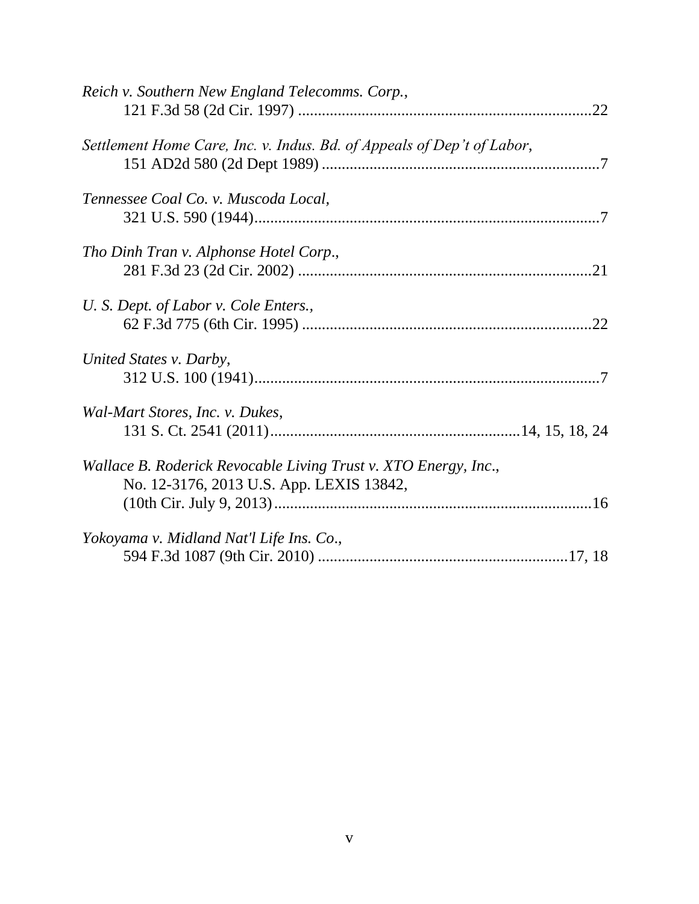*Reich v. Southern New England Telecomms. Corp.*,
121 F.3d 58 (2d Cir. 1997) ....................................................................22

*Settlement Home Care, Inc. v. Indus. Bd. of Appeals of Dep't of Labor*,
151 AD2d 580 (2d Dept 1989) .....................................................................7

*Tennessee Coal Co. v. Muscoda Local*,
321 U.S. 590 (1944).......................................................................................7

*Tho Dinh Tran v. Alphonse Hotel Corp*.,
281 F.3d 23 (2d Cir. 2002) ..........................................................................21

*U. S. Dept. of Labor v. Cole Enters.*,
62 F.3d 775 (6th Cir. 1995) .........................................................................22

*United States v. Darby*,
312 U.S. 100 (1941).......................................................................................7

*Wal-Mart Stores, Inc. v. Dukes*,
131 S. Ct. 2541 (2011)...............................................................14, 15, 18, 24

*Wallace B. Roderick Revocable Living Trust v. XTO Energy, Inc*.,
No. 12-3176, 2013 U.S. App. LEXIS 13842,
(10th Cir. July 9, 2013)................................................................................16

*Yokoyama v. Midland Nat'l Life Ins. Co*.,
594 F.3d 1087 (9th Cir. 2010) ..............................................................17, 18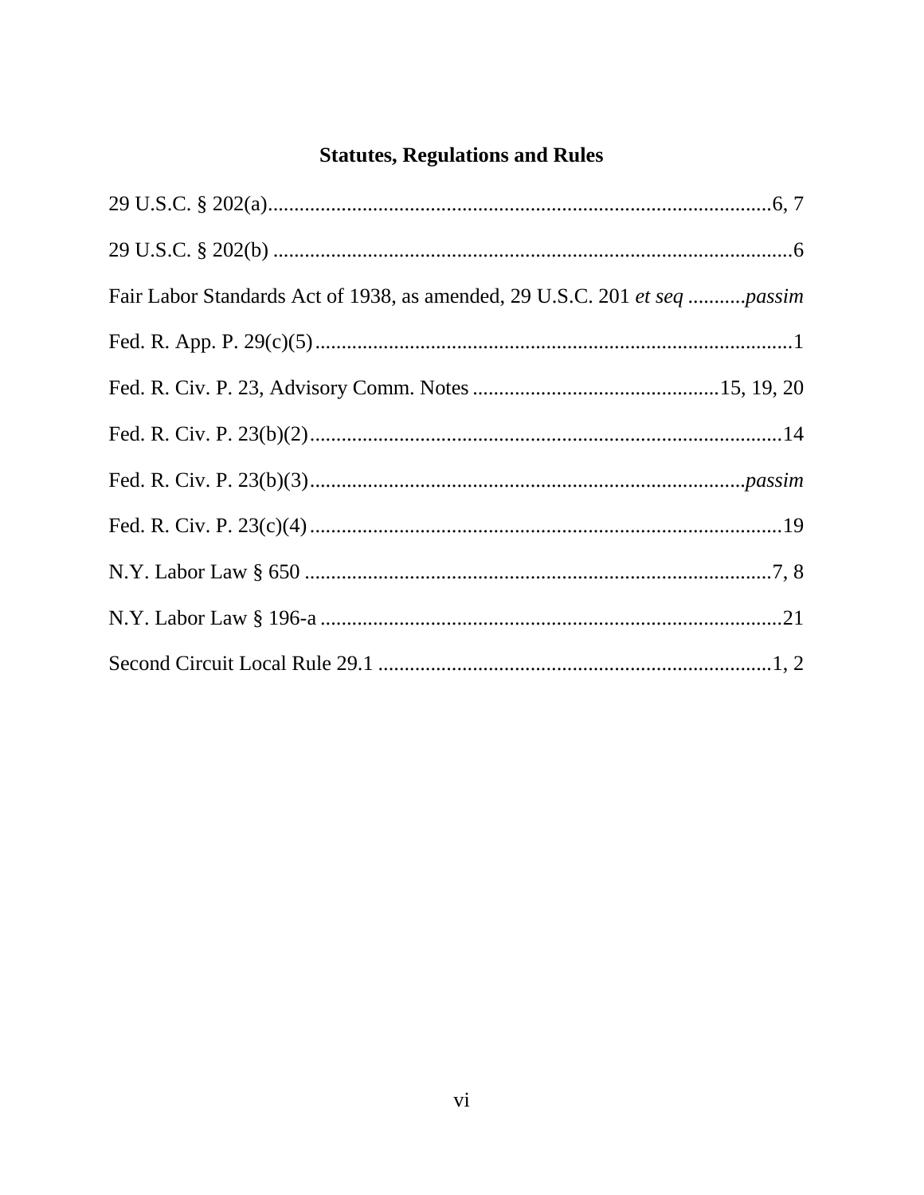## Statutes, Regulations and Rules

29 U.S.C. § 202(a)................................................................................................6, 7

29 U.S.C. § 202(b) ..................................................................................................6

Fair Labor Standards Act of 1938, as amended, 29 U.S.C. 201 *et seq* ...........*passim*

Fed. R. App. P. 29(c)(5)...........................................................................................1

Fed. R. Civ. P. 23, Advisory Comm. Notes ..............................................15, 19, 20

Fed. R. Civ. P. 23(b)(2)..........................................................................................14

Fed. R. Civ. P. 23(b)(3)................................................................................*passim*

Fed. R. Civ. P. 23(c)(4)..........................................................................................19

N.Y. Labor Law § 650 .........................................................................................7, 8

N.Y. Labor Law § 196-a ........................................................................................21

Second Circuit Local Rule 29.1 ...........................................................................1, 2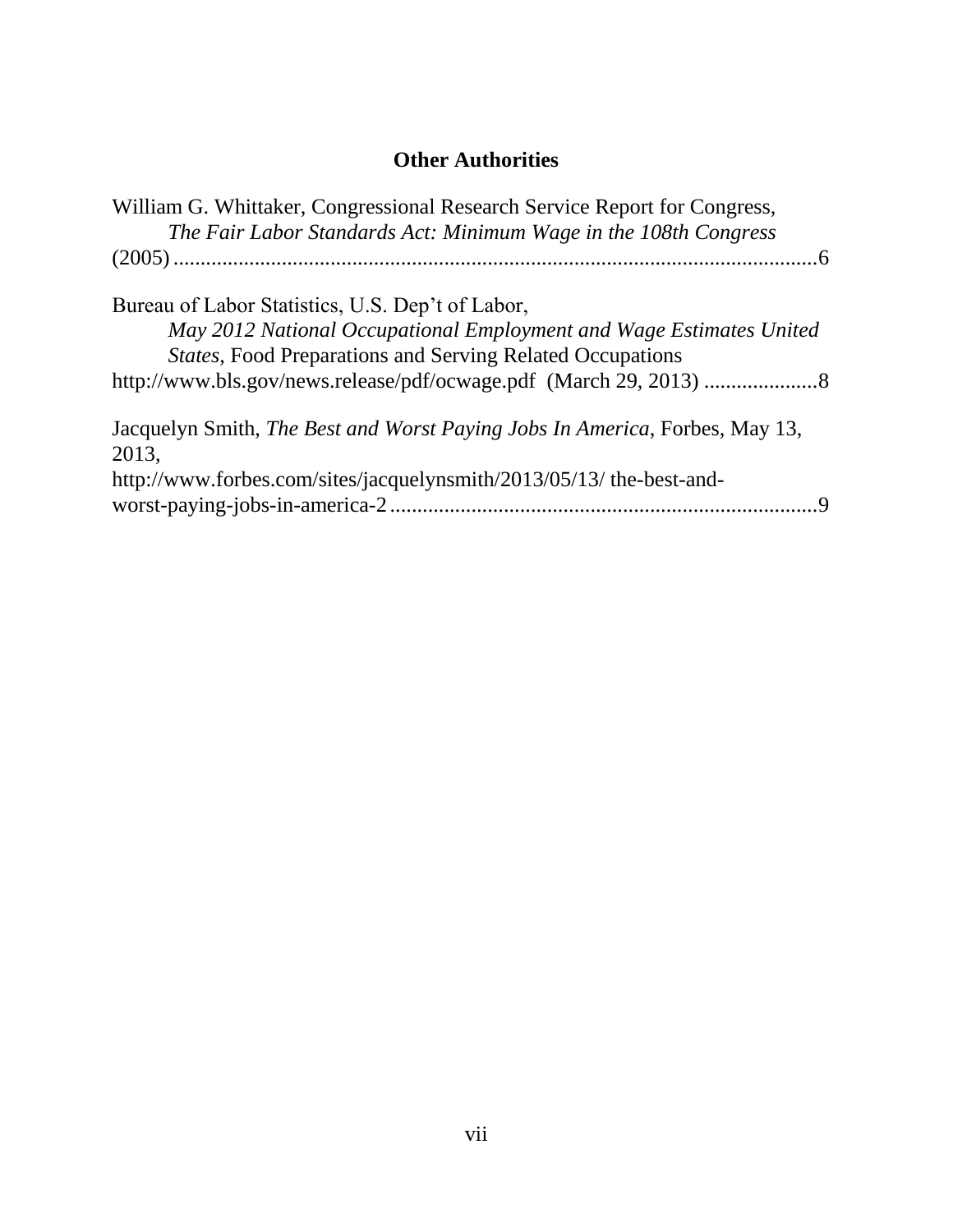## Other Authorities

William G. Whittaker, Congressional Research Service Report for Congress, *The Fair Labor Standards Act: Minimum Wage in the 108th Congress* (2005) ........................................................................................................6

Bureau of Labor Statistics, U.S. Dep't of Labor, *May 2012 National Occupational Employment and Wage Estimates United States*, Food Preparations and Serving Related Occupations http://www.bls.gov/news.release/pdf/ocwage.pdf (March 29, 2013) .....................8

Jacquelyn Smith, *The Best and Worst Paying Jobs In America*, Forbes, May 13, 2013, http://www.forbes.com/sites/jacquelynsmith/2013/05/13/ the-best-and-worst-paying-jobs-in-america-2 ...............................................................................9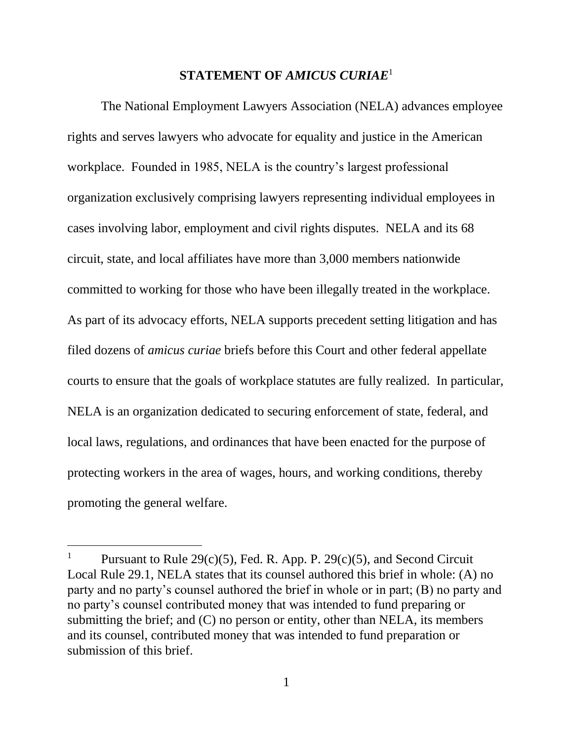## STATEMENT OF *AMICUS CURIAE*[1]

The National Employment Lawyers Association (NELA) advances employee rights and serves lawyers who advocate for equality and justice in the American workplace. Founded in 1985, NELA is the country's largest professional organization exclusively comprising lawyers representing individual employees in cases involving labor, employment and civil rights disputes. NELA and its 68 circuit, state, and local affiliates have more than 3,000 members nationwide committed to working for those who have been illegally treated in the workplace. As part of its advocacy efforts, NELA supports precedent setting litigation and has filed dozens of *amicus curiae* briefs before this Court and other federal appellate courts to ensure that the goals of workplace statutes are fully realized. In particular, NELA is an organization dedicated to securing enforcement of state, federal, and local laws, regulations, and ordinances that have been enacted for the purpose of protecting workers in the area of wages, hours, and working conditions, thereby promoting the general welfare.

---

[1] Pursuant to Rule 29(c)(5), Fed. R. App. P. 29(c)(5), and Second Circuit Local Rule 29.1, NELA states that its counsel authored this brief in whole: (A) no party and no party's counsel authored the brief in whole or in part; (B) no party and no party's counsel contributed money that was intended to fund preparing or submitting the brief; and (C) no person or entity, other than NELA, its members and its counsel, contributed money that was intended to fund preparation or submission of this brief.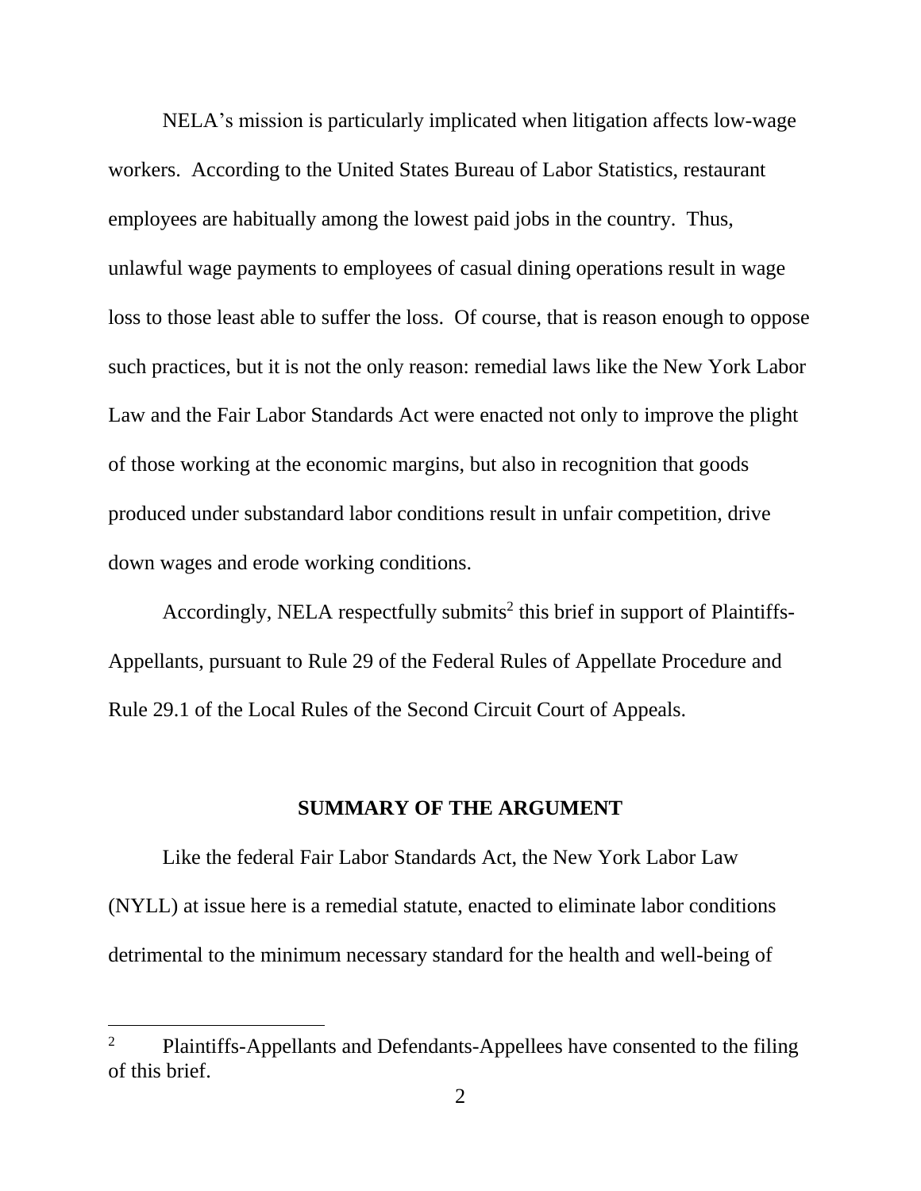NELA's mission is particularly implicated when litigation affects low-wage workers. According to the United States Bureau of Labor Statistics, restaurant employees are habitually among the lowest paid jobs in the country. Thus, unlawful wage payments to employees of casual dining operations result in wage loss to those least able to suffer the loss. Of course, that is reason enough to oppose such practices, but it is not the only reason: remedial laws like the New York Labor Law and the Fair Labor Standards Act were enacted not only to improve the plight of those working at the economic margins, but also in recognition that goods produced under substandard labor conditions result in unfair competition, drive down wages and erode working conditions.

Accordingly, NELA respectfully submits[2] this brief in support of Plaintiffs-Appellants, pursuant to Rule 29 of the Federal Rules of Appellate Procedure and Rule 29.1 of the Local Rules of the Second Circuit Court of Appeals.

## SUMMARY OF THE ARGUMENT

Like the federal Fair Labor Standards Act, the New York Labor Law (NYLL) at issue here is a remedial statute, enacted to eliminate labor conditions detrimental to the minimum necessary standard for the health and well-being of

---

[2] Plaintiffs-Appellants and Defendants-Appellees have consented to the filing of this brief.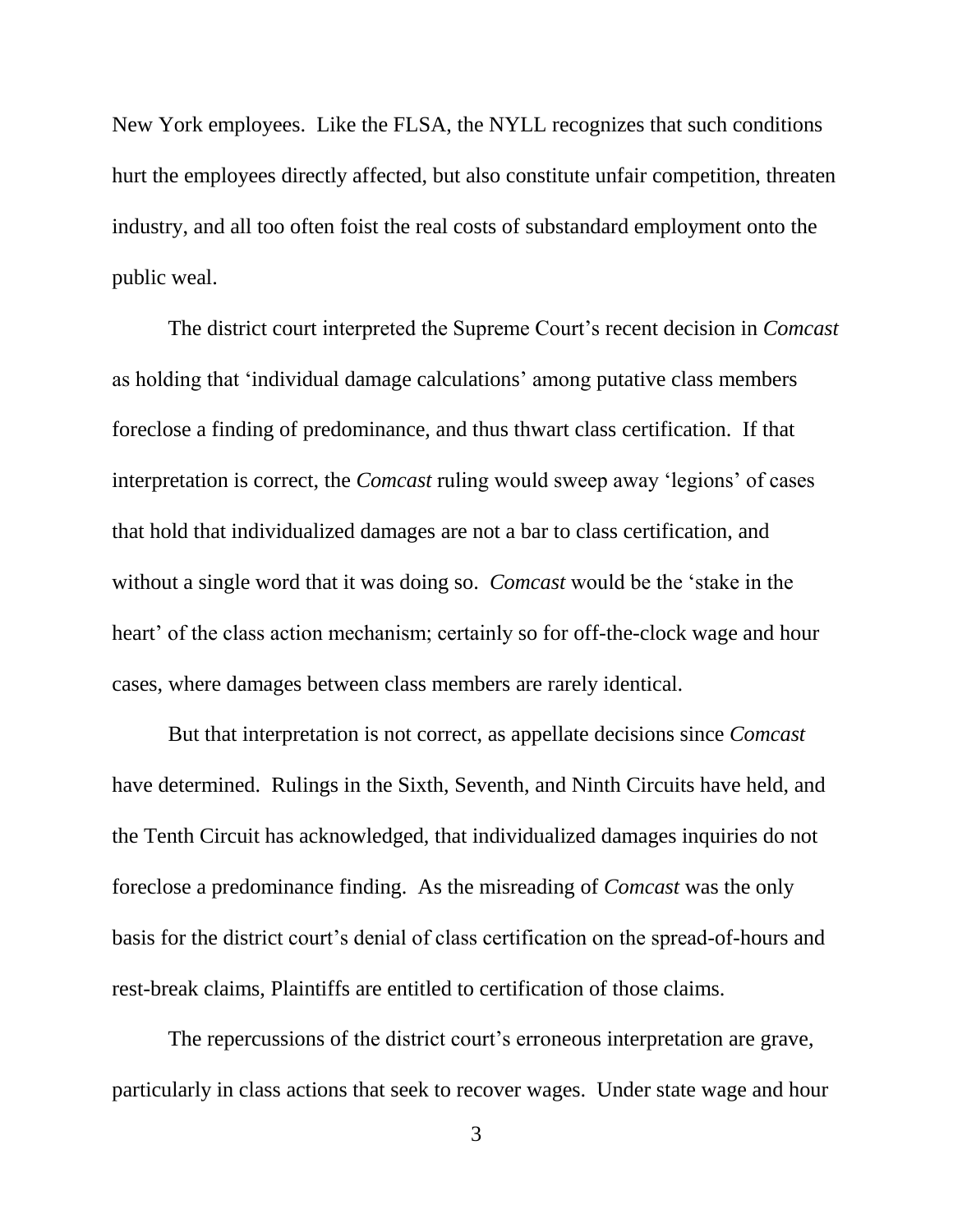New York employees. Like the FLSA, the NYLL recognizes that such conditions hurt the employees directly affected, but also constitute unfair competition, threaten industry, and all too often foist the real costs of substandard employment onto the public weal.

The district court interpreted the Supreme Court's recent decision in *Comcast* as holding that 'individual damage calculations' among putative class members foreclose a finding of predominance, and thus thwart class certification. If that interpretation is correct, the *Comcast* ruling would sweep away 'legions' of cases that hold that individualized damages are not a bar to class certification, and without a single word that it was doing so. *Comcast* would be the 'stake in the heart' of the class action mechanism; certainly so for off-the-clock wage and hour cases, where damages between class members are rarely identical.

But that interpretation is not correct, as appellate decisions since *Comcast* have determined. Rulings in the Sixth, Seventh, and Ninth Circuits have held, and the Tenth Circuit has acknowledged, that individualized damages inquiries do not foreclose a predominance finding. As the misreading of *Comcast* was the only basis for the district court's denial of class certification on the spread-of-hours and rest-break claims, Plaintiffs are entitled to certification of those claims.

The repercussions of the district court's erroneous interpretation are grave, particularly in class actions that seek to recover wages. Under state wage and hour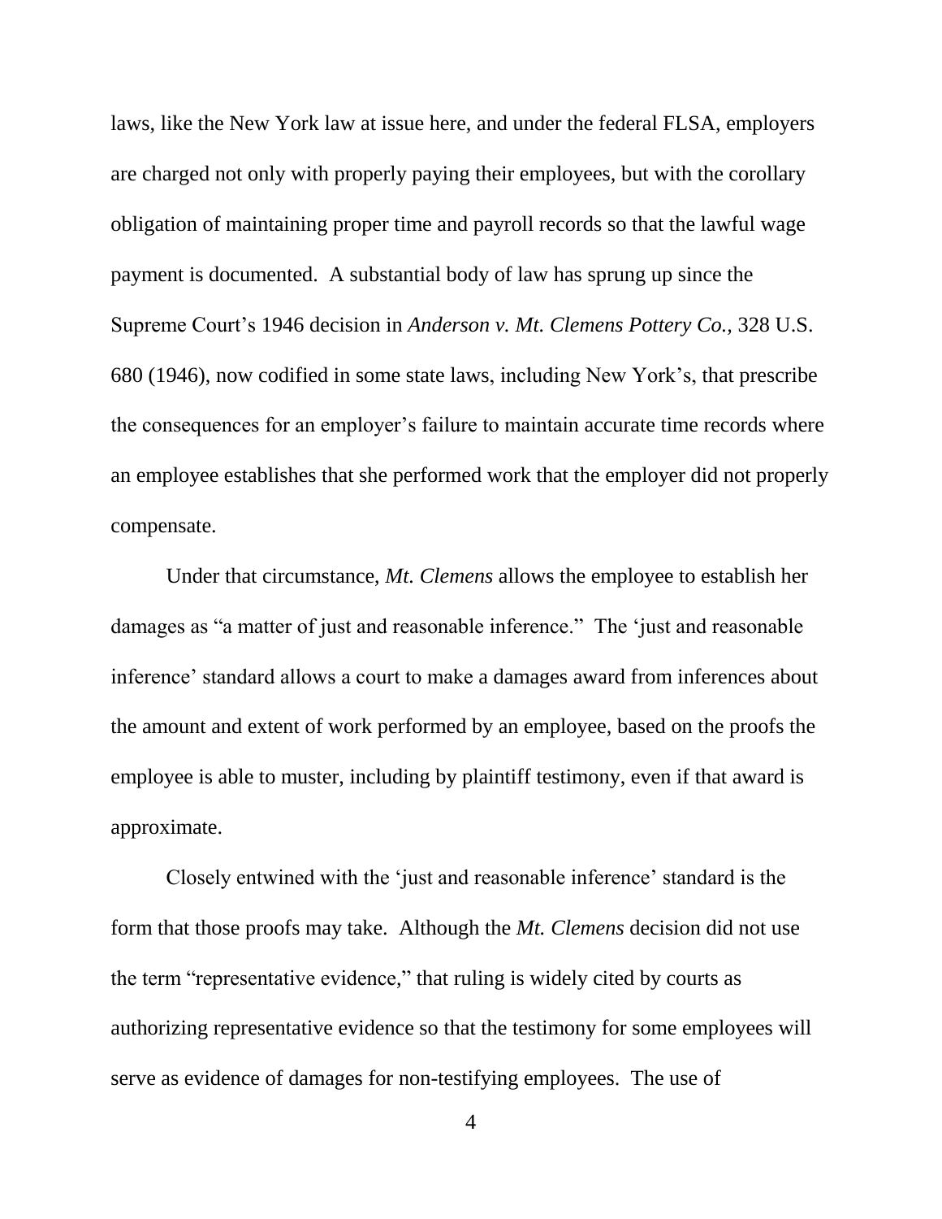laws, like the New York law at issue here, and under the federal FLSA, employers are charged not only with properly paying their employees, but with the corollary obligation of maintaining proper time and payroll records so that the lawful wage payment is documented. A substantial body of law has sprung up since the Supreme Court's 1946 decision in *Anderson v. Mt. Clemens Pottery Co.,* 328 U.S. 680 (1946), now codified in some state laws, including New York's, that prescribe the consequences for an employer's failure to maintain accurate time records where an employee establishes that she performed work that the employer did not properly compensate.

Under that circumstance, *Mt. Clemens* allows the employee to establish her damages as "a matter of just and reasonable inference." The 'just and reasonable inference' standard allows a court to make a damages award from inferences about the amount and extent of work performed by an employee, based on the proofs the employee is able to muster, including by plaintiff testimony, even if that award is approximate.

Closely entwined with the 'just and reasonable inference' standard is the form that those proofs may take. Although the *Mt. Clemens* decision did not use the term "representative evidence," that ruling is widely cited by courts as authorizing representative evidence so that the testimony for some employees will serve as evidence of damages for non-testifying employees. The use of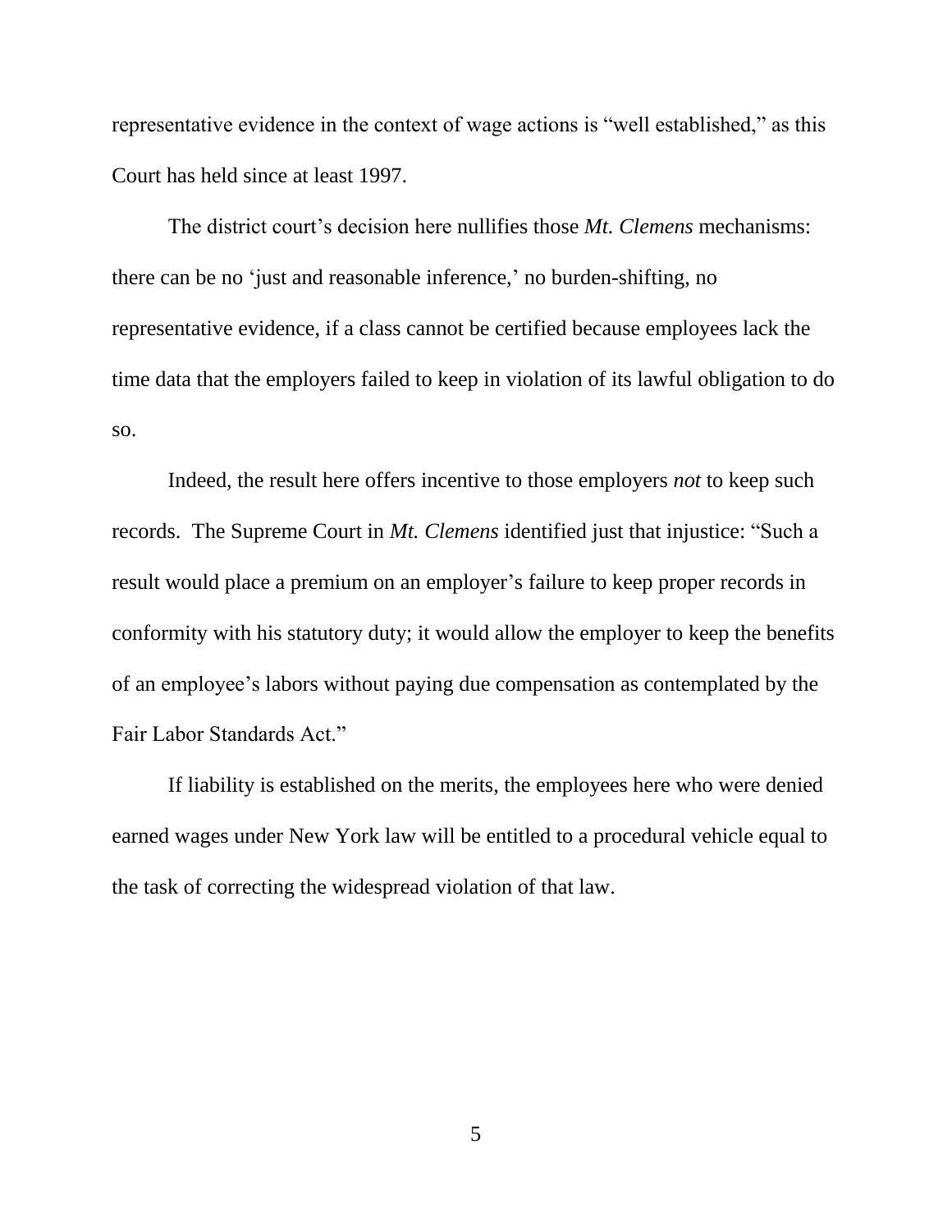representative evidence in the context of wage actions is "well established," as this Court has held since at least 1997.

The district court's decision here nullifies those *Mt. Clemens* mechanisms: there can be no 'just and reasonable inference,' no burden-shifting, no representative evidence, if a class cannot be certified because employees lack the time data that the employers failed to keep in violation of its lawful obligation to do so.

Indeed, the result here offers incentive to those employers *not* to keep such records. The Supreme Court in *Mt. Clemens* identified just that injustice: "Such a result would place a premium on an employer's failure to keep proper records in conformity with his statutory duty; it would allow the employer to keep the benefits of an employee's labors without paying due compensation as contemplated by the Fair Labor Standards Act."

If liability is established on the merits, the employees here who were denied earned wages under New York law will be entitled to a procedural vehicle equal to the task of correcting the widespread violation of that law.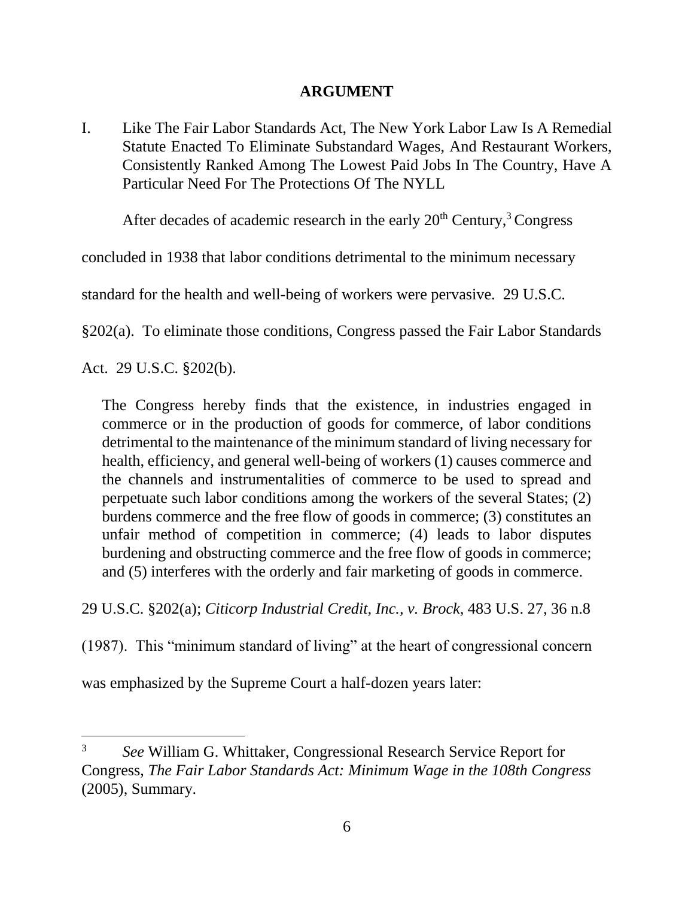## ARGUMENT

I. Like The Fair Labor Standards Act, The New York Labor Law Is A Remedial Statute Enacted To Eliminate Substandard Wages, And Restaurant Workers, Consistently Ranked Among The Lowest Paid Jobs In The Country, Have A Particular Need For The Protections Of The NYLL

After decades of academic research in the early 20th Century,[3] Congress concluded in 1938 that labor conditions detrimental to the minimum necessary standard for the health and well-being of workers were pervasive. 29 U.S.C. §202(a). To eliminate those conditions, Congress passed the Fair Labor Standards Act. 29 U.S.C. §202(b).

> The Congress hereby finds that the existence, in industries engaged in commerce or in the production of goods for commerce, of labor conditions detrimental to the maintenance of the minimum standard of living necessary for health, efficiency, and general well-being of workers (1) causes commerce and the channels and instrumentalities of commerce to be used to spread and perpetuate such labor conditions among the workers of the several States; (2) burdens commerce and the free flow of goods in commerce; (3) constitutes an unfair method of competition in commerce; (4) leads to labor disputes burdening and obstructing commerce and the free flow of goods in commerce; and (5) interferes with the orderly and fair marketing of goods in commerce.

29 U.S.C. §202(a); *Citicorp Industrial Credit, Inc., v. Brock*, 483 U.S. 27, 36 n.8 (1987). This "minimum standard of living" at the heart of congressional concern was emphasized by the Supreme Court a half-dozen years later:

---

[3] *See* William G. Whittaker, Congressional Research Service Report for Congress, *The Fair Labor Standards Act: Minimum Wage in the 108th Congress* (2005), Summary.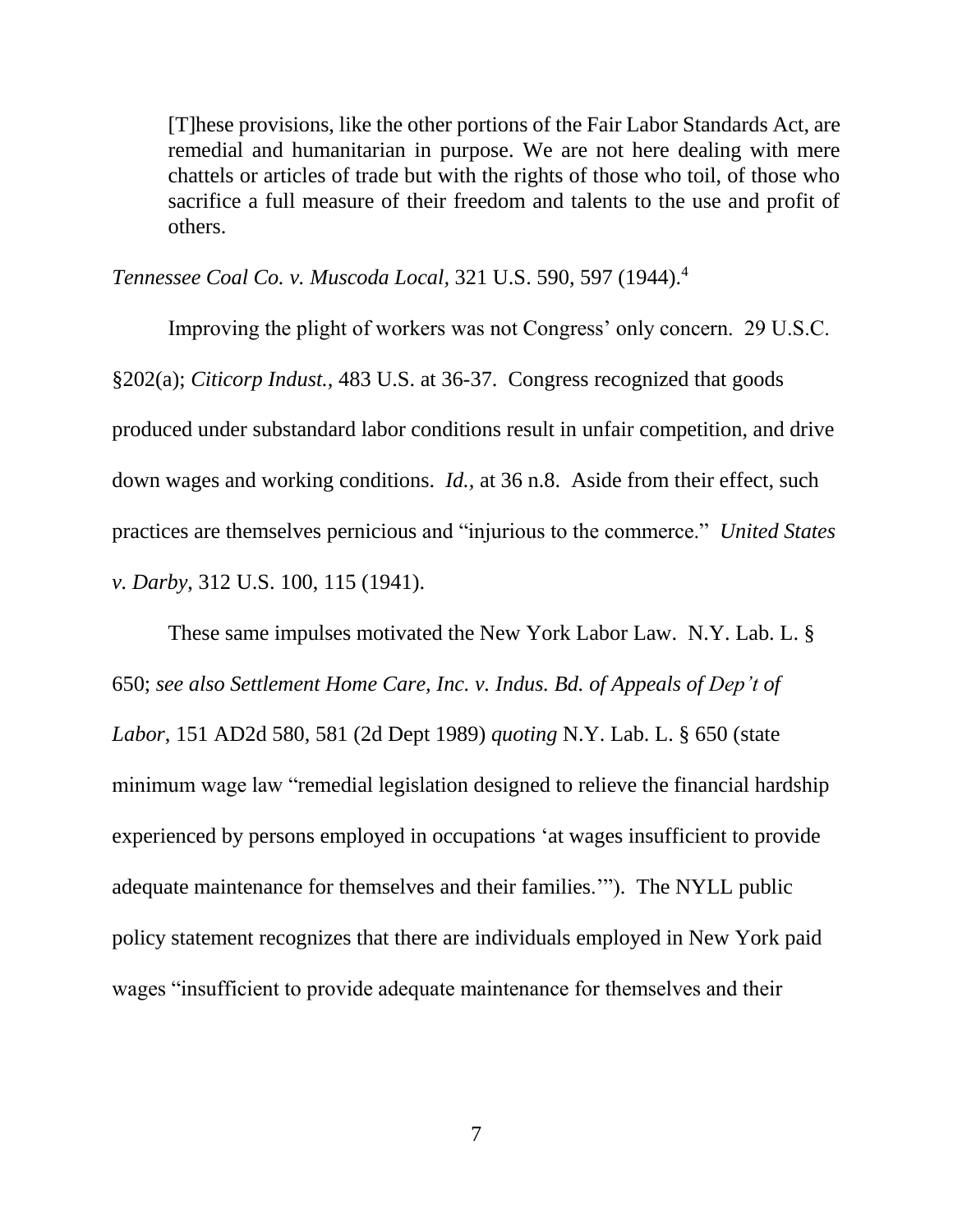> [T]hese provisions, like the other portions of the Fair Labor Standards Act, are remedial and humanitarian in purpose. We are not here dealing with mere chattels or articles of trade but with the rights of those who toil, of those who sacrifice a full measure of their freedom and talents to the use and profit of others.

*Tennessee Coal Co. v. Muscoda Local*, 321 U.S. 590, 597 (1944).[4]

Improving the plight of workers was not Congress' only concern. 29 U.S.C. §202(a); *Citicorp Indust.*, 483 U.S. at 36-37. Congress recognized that goods produced under substandard labor conditions result in unfair competition, and drive down wages and working conditions. *Id.*, at 36 n.8. Aside from their effect, such practices are themselves pernicious and "injurious to the commerce." *United States v. Darby*, 312 U.S. 100, 115 (1941).

These same impulses motivated the New York Labor Law. N.Y. Lab. L. § 650; *see also Settlement Home Care, Inc. v. Indus. Bd. of Appeals of Dep't of Labor*, 151 AD2d 580, 581 (2d Dept 1989) *quoting* N.Y. Lab. L. § 650 (state minimum wage law "remedial legislation designed to relieve the financial hardship experienced by persons employed in occupations 'at wages insufficient to provide adequate maintenance for themselves and their families.'"). The NYLL public policy statement recognizes that there are individuals employed in New York paid wages "insufficient to provide adequate maintenance for themselves and their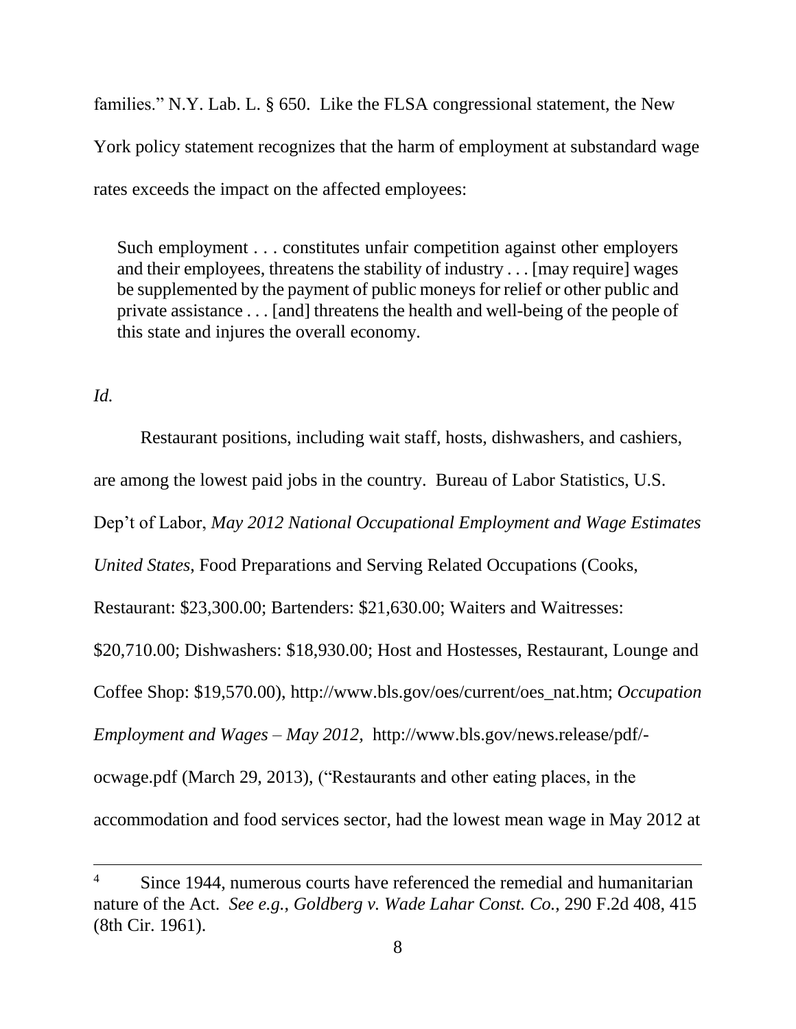families." N.Y. Lab. L. § 650. Like the FLSA congressional statement, the New York policy statement recognizes that the harm of employment at substandard wage rates exceeds the impact on the affected employees:

> Such employment . . . constitutes unfair competition against other employers and their employees, threatens the stability of industry . . . [may require] wages be supplemented by the payment of public moneys for relief or other public and private assistance . . . [and] threatens the health and well-being of the people of this state and injures the overall economy.

*Id.*

Restaurant positions, including wait staff, hosts, dishwashers, and cashiers, are among the lowest paid jobs in the country. Bureau of Labor Statistics, U.S. Dep't of Labor, *May 2012 National Occupational Employment and Wage Estimates United States*, Food Preparations and Serving Related Occupations (Cooks, Restaurant: $23,300.00; Bartenders: $21,630.00; Waiters and Waitresses: $20,710.00; Dishwashers: $18,930.00; Host and Hostesses, Restaurant, Lounge and Coffee Shop: $19,570.00), http://www.bls.gov/oes/current/oes_nat.htm; *Occupation Employment and Wages – May 2012,* http://www.bls.gov/news.release/pdf/-ocwage.pdf (March 29, 2013), ("Restaurants and other eating places, in the accommodation and food services sector, had the lowest mean wage in May 2012 at

---

[4] Since 1944, numerous courts have referenced the remedial and humanitarian nature of the Act. *See e.g., Goldberg v. Wade Lahar Const. Co.*, 290 F.2d 408, 415 (8th Cir. 1961).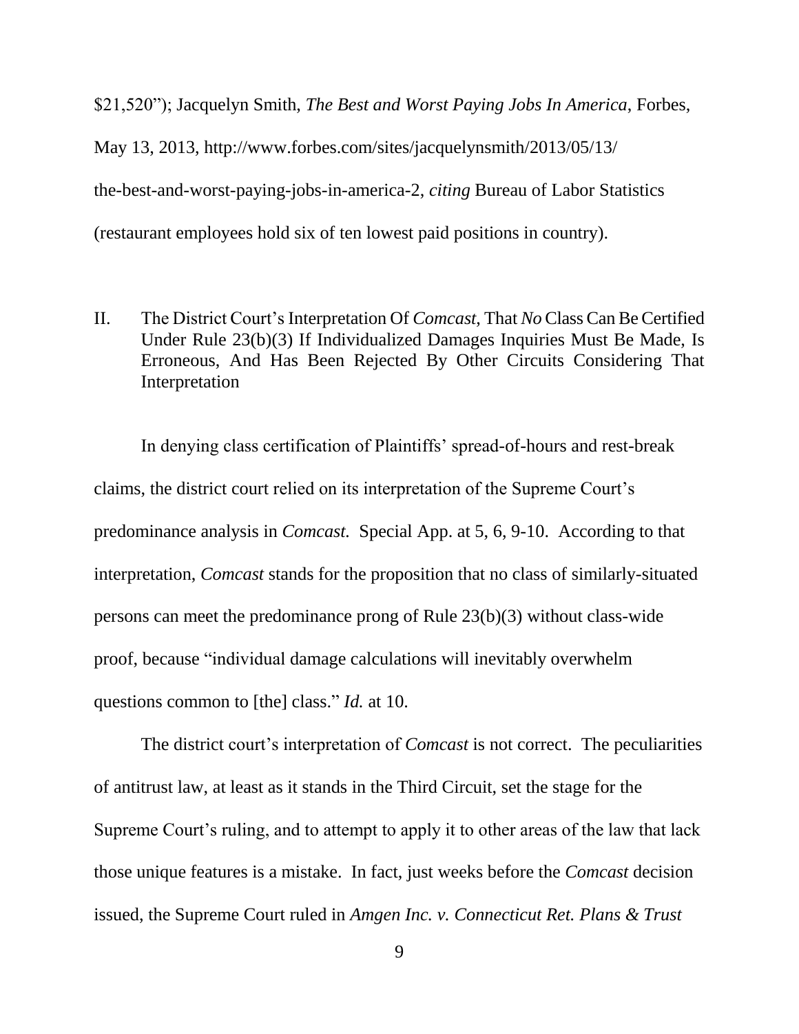$21,520"); Jacquelyn Smith, *The Best and Worst Paying Jobs In America*, Forbes, May 13, 2013, http://www.forbes.com/sites/jacquelynsmith/2013/05/13/the-best-and-worst-paying-jobs-in-america-2, *citing* Bureau of Labor Statistics (restaurant employees hold six of ten lowest paid positions in country).

## II. The District Court's Interpretation Of *Comcast*, That *No* Class Can Be Certified Under Rule 23(b)(3) If Individualized Damages Inquiries Must Be Made, Is Erroneous, And Has Been Rejected By Other Circuits Considering That Interpretation

In denying class certification of Plaintiffs' spread-of-hours and rest-break claims, the district court relied on its interpretation of the Supreme Court's predominance analysis in *Comcast.* Special App. at 5, 6, 9-10. According to that interpretation, *Comcast* stands for the proposition that no class of similarly-situated persons can meet the predominance prong of Rule 23(b)(3) without class-wide proof, because "individual damage calculations will inevitably overwhelm questions common to [the] class." *Id.* at 10.

The district court's interpretation of *Comcast* is not correct. The peculiarities of antitrust law, at least as it stands in the Third Circuit, set the stage for the Supreme Court's ruling, and to attempt to apply it to other areas of the law that lack those unique features is a mistake. In fact, just weeks before the *Comcast* decision issued, the Supreme Court ruled in *Amgen Inc. v. Connecticut Ret. Plans & Trust*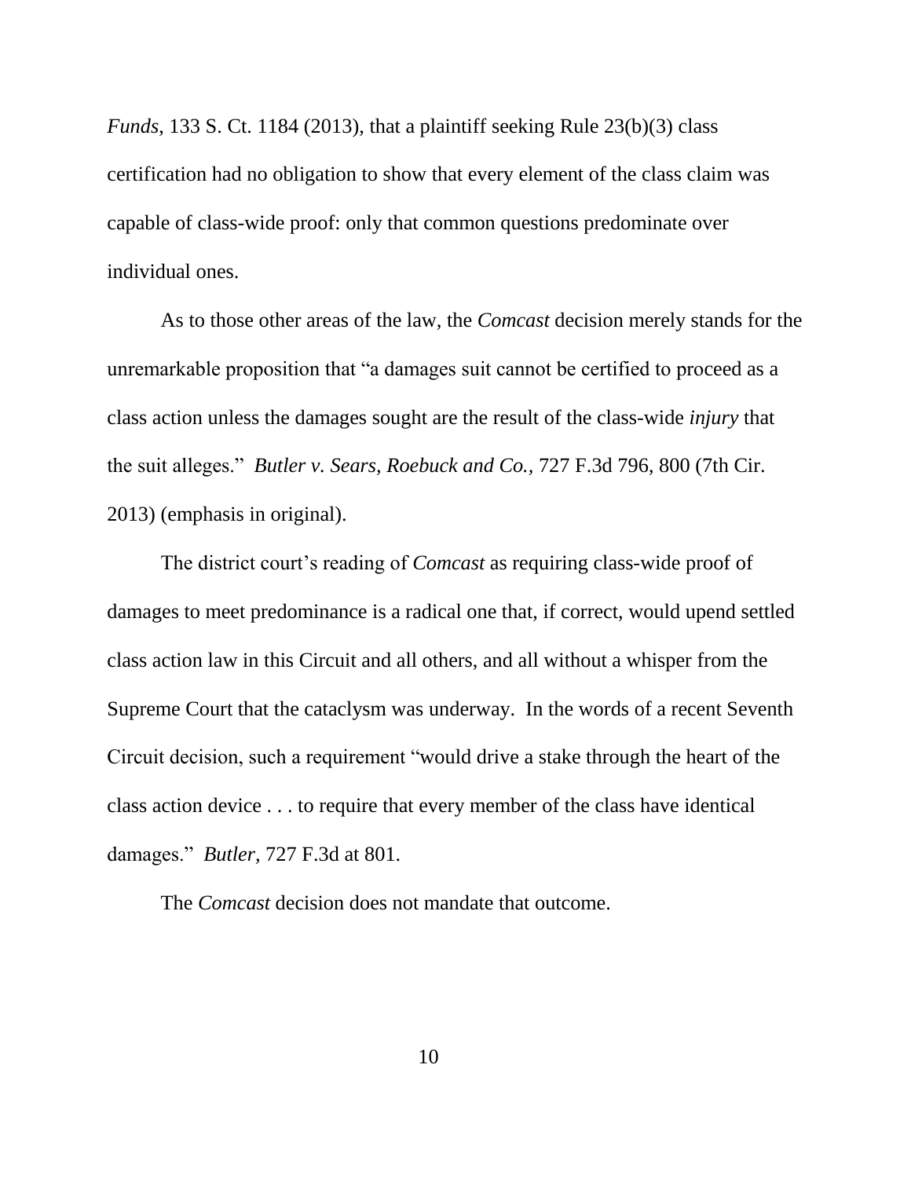*Funds*, 133 S. Ct. 1184 (2013), that a plaintiff seeking Rule 23(b)(3) class certification had no obligation to show that every element of the class claim was capable of class-wide proof: only that common questions predominate over individual ones.

As to those other areas of the law, the *Comcast* decision merely stands for the unremarkable proposition that "a damages suit cannot be certified to proceed as a class action unless the damages sought are the result of the class-wide *injury* that the suit alleges." *Butler v. Sears, Roebuck and Co.*, 727 F.3d 796, 800 (7th Cir. 2013) (emphasis in original).

The district court's reading of *Comcast* as requiring class-wide proof of damages to meet predominance is a radical one that, if correct, would upend settled class action law in this Circuit and all others, and all without a whisper from the Supreme Court that the cataclysm was underway. In the words of a recent Seventh Circuit decision, such a requirement "would drive a stake through the heart of the class action device . . . to require that every member of the class have identical damages." *Butler*, 727 F.3d at 801.

The *Comcast* decision does not mandate that outcome.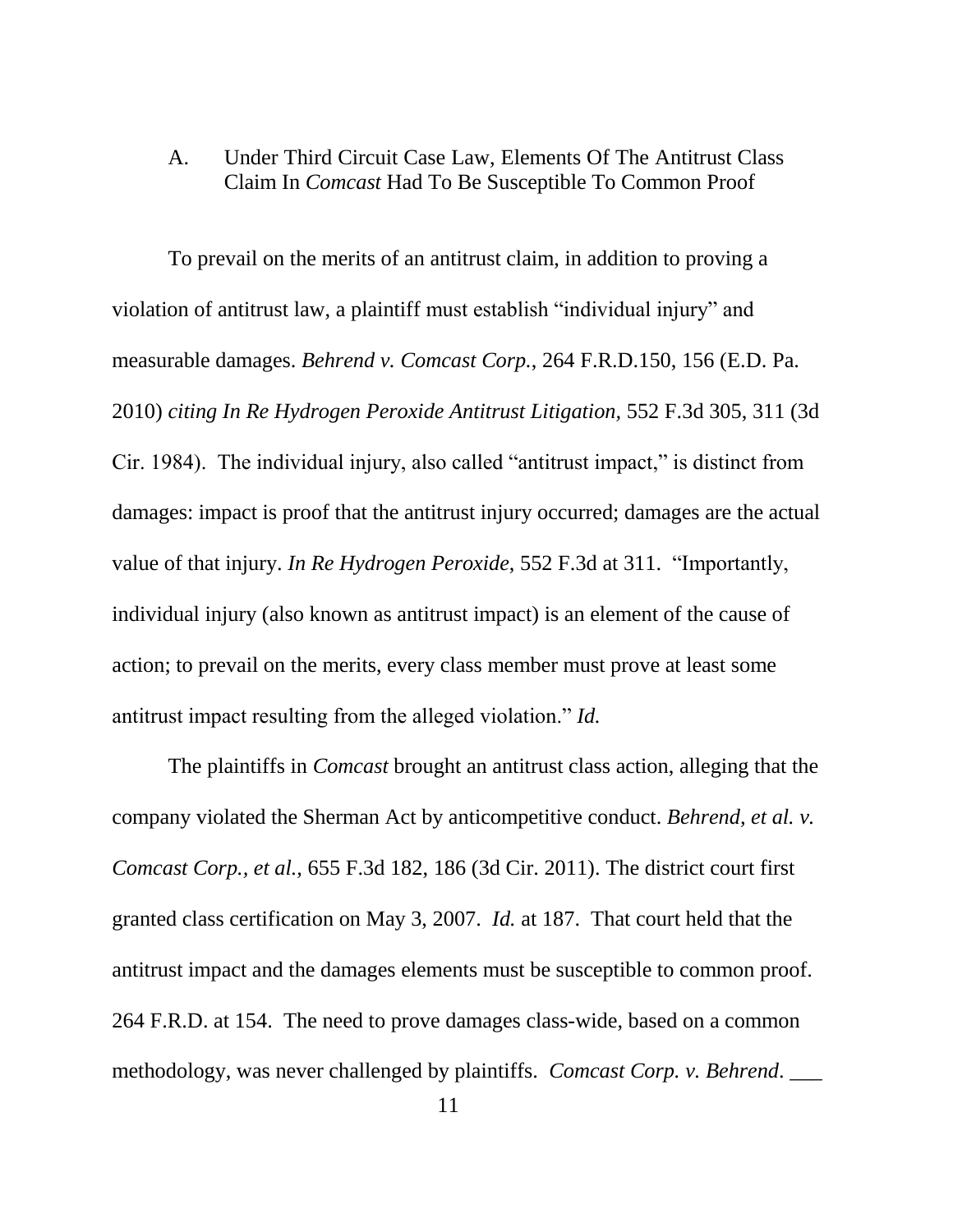### A. Under Third Circuit Case Law, Elements Of The Antitrust Class Claim In *Comcast* Had To Be Susceptible To Common Proof

To prevail on the merits of an antitrust claim, in addition to proving a violation of antitrust law, a plaintiff must establish "individual injury" and measurable damages. *Behrend v. Comcast Corp.*, 264 F.R.D.150, 156 (E.D. Pa. 2010) *citing In Re Hydrogen Peroxide Antitrust Litigation,* 552 F.3d 305, 311 (3d Cir. 1984). The individual injury, also called "antitrust impact," is distinct from damages: impact is proof that the antitrust injury occurred; damages are the actual value of that injury. *In Re Hydrogen Peroxide*, 552 F.3d at 311. "Importantly, individual injury (also known as antitrust impact) is an element of the cause of action; to prevail on the merits, every class member must prove at least some antitrust impact resulting from the alleged violation." *Id.*

The plaintiffs in *Comcast* brought an antitrust class action, alleging that the company violated the Sherman Act by anticompetitive conduct. *Behrend, et al. v. Comcast Corp., et al.*, 655 F.3d 182, 186 (3d Cir. 2011). The district court first granted class certification on May 3, 2007. *Id.* at 187. That court held that the antitrust impact and the damages elements must be susceptible to common proof. 264 F.R.D. at 154. The need to prove damages class-wide, based on a common methodology, was never challenged by plaintiffs. *Comcast Corp. v. Behrend*. ___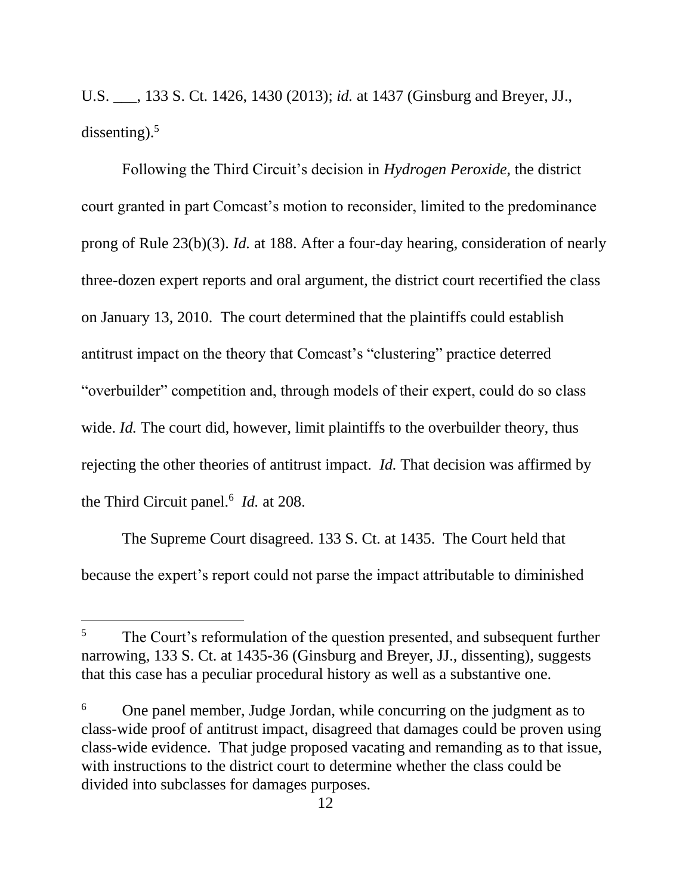U.S. ___, 133 S. Ct. 1426, 1430 (2013); *id.* at 1437 (Ginsburg and Breyer, JJ., dissenting).[5]

Following the Third Circuit's decision in *Hydrogen Peroxide*, the district court granted in part Comcast's motion to reconsider, limited to the predominance prong of Rule 23(b)(3). *Id.* at 188. After a four-day hearing, consideration of nearly three-dozen expert reports and oral argument, the district court recertified the class on January 13, 2010. The court determined that the plaintiffs could establish antitrust impact on the theory that Comcast's "clustering" practice deterred "overbuilder" competition and, through models of their expert, could do so class wide. *Id.* The court did, however, limit plaintiffs to the overbuilder theory, thus rejecting the other theories of antitrust impact. *Id.* That decision was affirmed by the Third Circuit panel.[6] *Id.* at 208.

The Supreme Court disagreed. 133 S. Ct. at 1435. The Court held that because the expert's report could not parse the impact attributable to diminished

---

[5] The Court's reformulation of the question presented, and subsequent further narrowing, 133 S. Ct. at 1435-36 (Ginsburg and Breyer, JJ., dissenting), suggests that this case has a peculiar procedural history as well as a substantive one.

[6] One panel member, Judge Jordan, while concurring on the judgment as to class-wide proof of antitrust impact, disagreed that damages could be proven using class-wide evidence. That judge proposed vacating and remanding as to that issue, with instructions to the district court to determine whether the class could be divided into subclasses for damages purposes.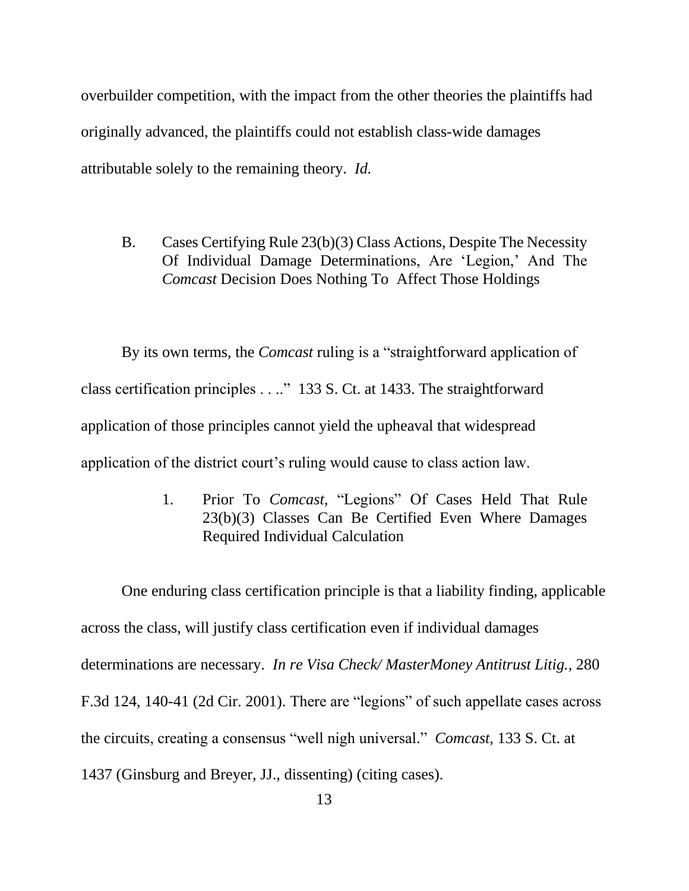overbuilder competition, with the impact from the other theories the plaintiffs had originally advanced, the plaintiffs could not establish class-wide damages attributable solely to the remaining theory. *Id.*

### B. Cases Certifying Rule 23(b)(3) Class Actions, Despite The Necessity Of Individual Damage Determinations, Are 'Legion,' And The *Comcast* Decision Does Nothing To Affect Those Holdings

By its own terms, the *Comcast* ruling is a "straightforward application of class certification principles . . .." 133 S. Ct. at 1433. The straightforward application of those principles cannot yield the upheaval that widespread application of the district court's ruling would cause to class action law.

#### 1. Prior To *Comcast*, "Legions" Of Cases Held That Rule 23(b)(3) Classes Can Be Certified Even Where Damages Required Individual Calculation

One enduring class certification principle is that a liability finding, applicable across the class, will justify class certification even if individual damages determinations are necessary. *In re Visa Check/ MasterMoney Antitrust Litig.*, 280 F.3d 124, 140-41 (2d Cir. 2001). There are "legions" of such appellate cases across the circuits, creating a consensus "well nigh universal." *Comcast*, 133 S. Ct. at 1437 (Ginsburg and Breyer, JJ., dissenting) (citing cases).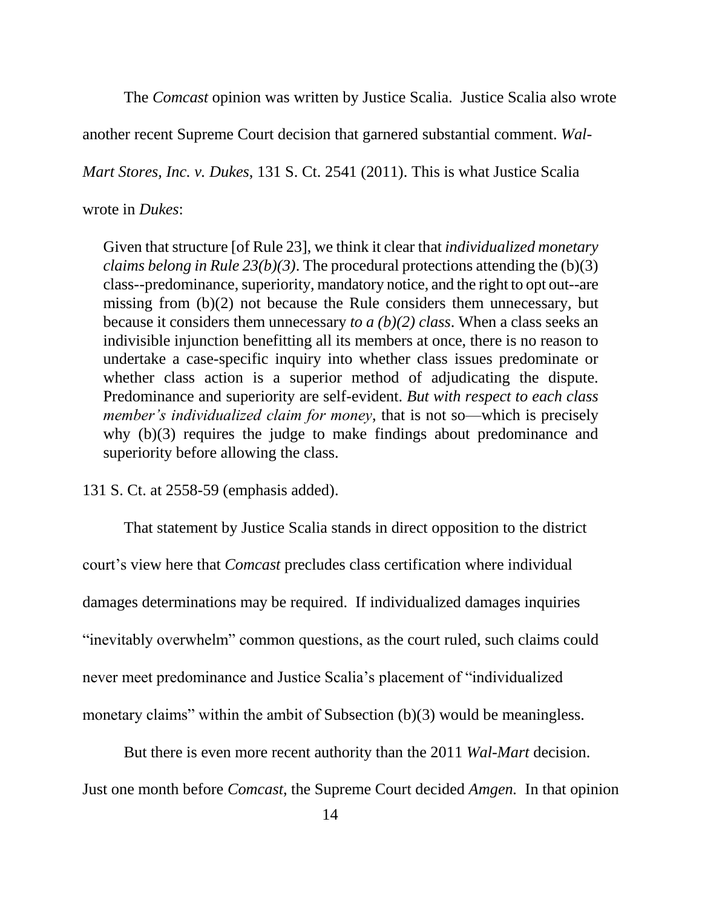The *Comcast* opinion was written by Justice Scalia. Justice Scalia also wrote another recent Supreme Court decision that garnered substantial comment. *Wal-Mart Stores, Inc. v. Dukes*, 131 S. Ct. 2541 (2011). This is what Justice Scalia wrote in *Dukes*:

> Given that structure [of Rule 23], we think it clear that *individualized monetary claims belong in Rule 23(b)(3)*. The procedural protections attending the (b)(3) class--predominance, superiority, mandatory notice, and the right to opt out--are missing from (b)(2) not because the Rule considers them unnecessary, but because it considers them unnecessary *to a (b)(2) class*. When a class seeks an indivisible injunction benefitting all its members at once, there is no reason to undertake a case-specific inquiry into whether class issues predominate or whether class action is a superior method of adjudicating the dispute. Predominance and superiority are self-evident. *But with respect to each class member's individualized claim for money*, that is not so—which is precisely why (b)(3) requires the judge to make findings about predominance and superiority before allowing the class.

131 S. Ct. at 2558-59 (emphasis added).

That statement by Justice Scalia stands in direct opposition to the district court's view here that *Comcast* precludes class certification where individual damages determinations may be required. If individualized damages inquiries "inevitably overwhelm" common questions, as the court ruled, such claims could never meet predominance and Justice Scalia's placement of "individualized monetary claims" within the ambit of Subsection (b)(3) would be meaningless.

But there is even more recent authority than the 2011 *Wal-Mart* decision. Just one month before *Comcast*, the Supreme Court decided *Amgen.* In that opinion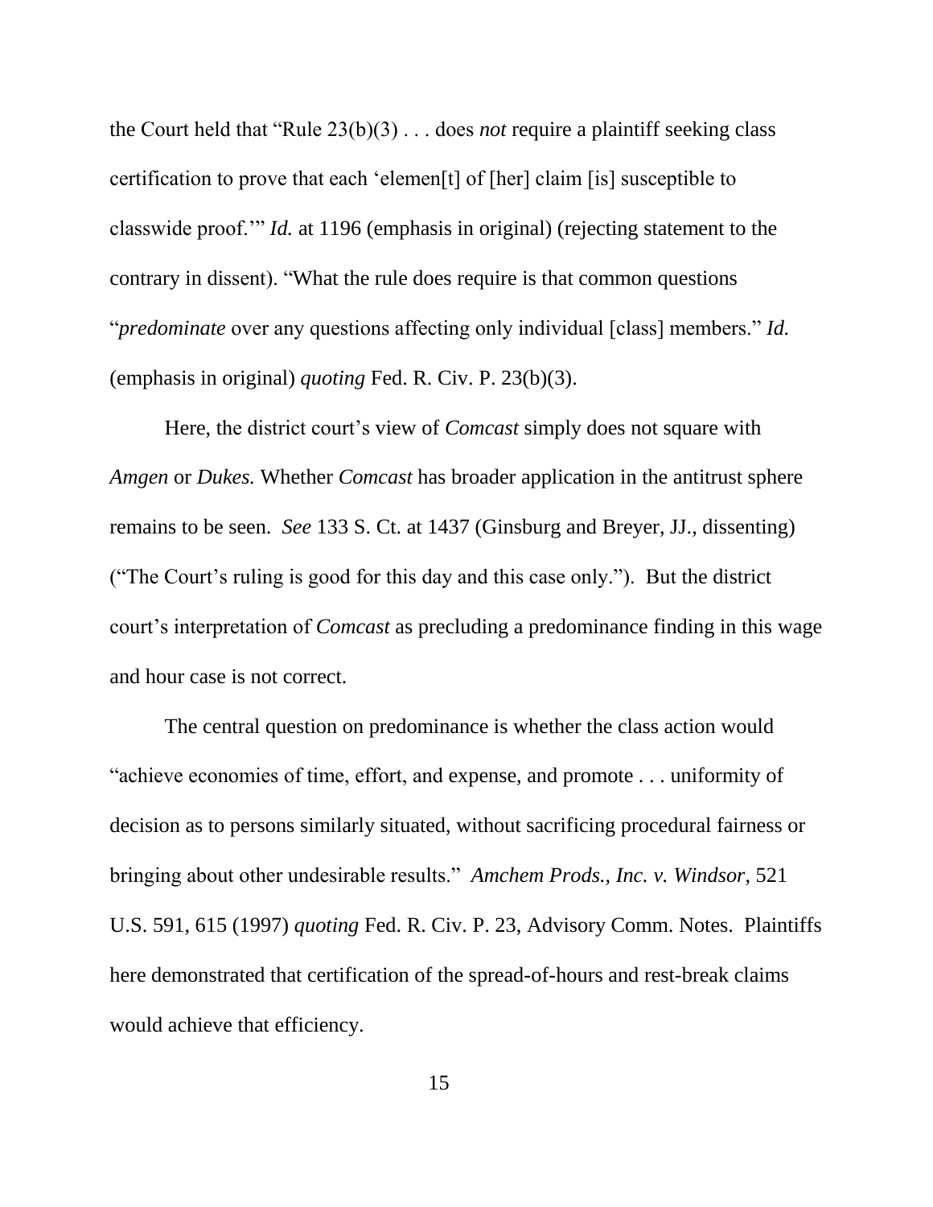the Court held that "Rule 23(b)(3) . . . does *not* require a plaintiff seeking class certification to prove that each 'elemen[t] of [her] claim [is] susceptible to classwide proof.'" *Id.* at 1196 (emphasis in original) (rejecting statement to the contrary in dissent). "What the rule does require is that common questions "*predominate* over any questions affecting only individual [class] members." *Id.* (emphasis in original) *quoting* Fed. R. Civ. P. 23(b)(3).

Here, the district court's view of *Comcast* simply does not square with *Amgen* or *Dukes.* Whether *Comcast* has broader application in the antitrust sphere remains to be seen. *See* 133 S. Ct. at 1437 (Ginsburg and Breyer, JJ., dissenting) ("The Court's ruling is good for this day and this case only."). But the district court's interpretation of *Comcast* as precluding a predominance finding in this wage and hour case is not correct.

The central question on predominance is whether the class action would "achieve economies of time, effort, and expense, and promote . . . uniformity of decision as to persons similarly situated, without sacrificing procedural fairness or bringing about other undesirable results." *Amchem Prods., Inc. v. Windsor*, 521 U.S. 591, 615 (1997) *quoting* Fed. R. Civ. P. 23, Advisory Comm. Notes. Plaintiffs here demonstrated that certification of the spread-of-hours and rest-break claims would achieve that efficiency.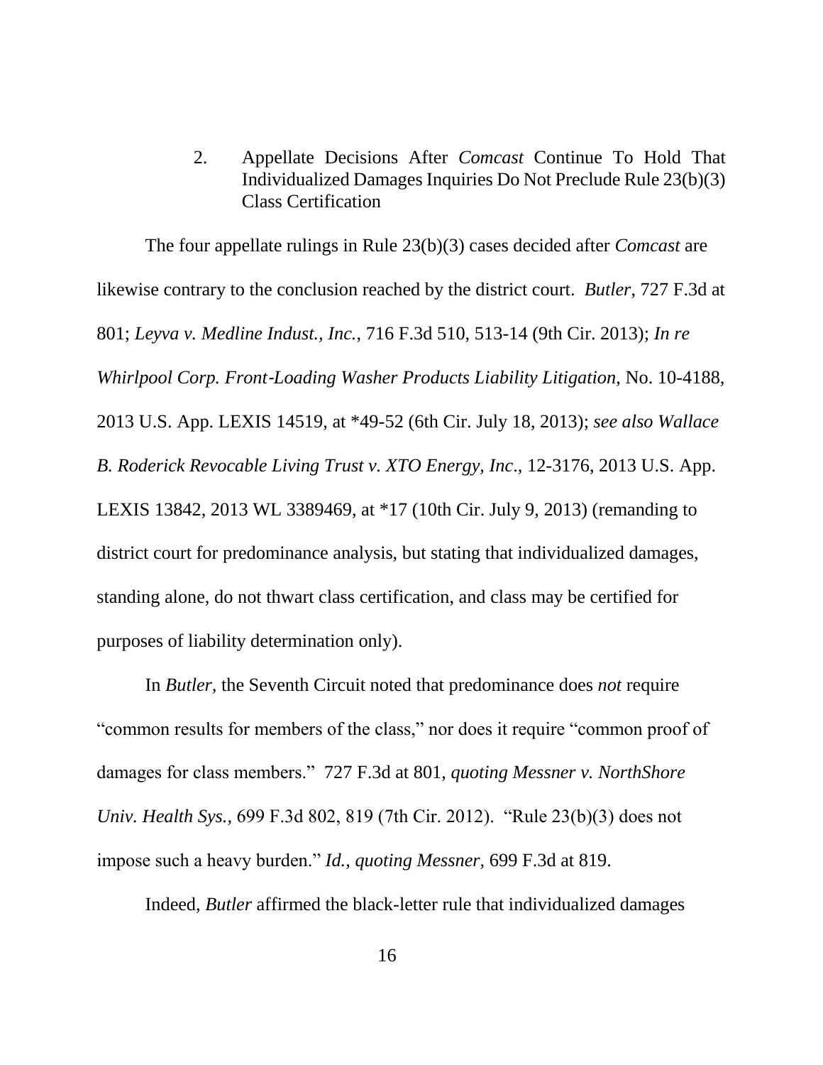### 2. Appellate Decisions After *Comcast* Continue To Hold That Individualized Damages Inquiries Do Not Preclude Rule 23(b)(3) Class Certification

The four appellate rulings in Rule 23(b)(3) cases decided after *Comcast* are likewise contrary to the conclusion reached by the district court. *Butler*, 727 F.3d at 801; *Leyva v. Medline Indust., Inc.*, 716 F.3d 510, 513-14 (9th Cir. 2013); *In re Whirlpool Corp. Front-Loading Washer Products Liability Litigation*, No. 10-4188, 2013 U.S. App. LEXIS 14519, at *49-52 (6th Cir. July 18, 2013); *see also Wallace B. Roderick Revocable Living Trust v. XTO Energy, Inc*., 12-3176, 2013 U.S. App. LEXIS 13842, 2013 WL 3389469, at *17 (10th Cir. July 9, 2013) (remanding to district court for predominance analysis, but stating that individualized damages, standing alone, do not thwart class certification, and class may be certified for purposes of liability determination only).

In *Butler*, the Seventh Circuit noted that predominance does *not* require "common results for members of the class," nor does it require "common proof of damages for class members." 727 F.3d at 801, *quoting Messner v. NorthShore Univ. Health Sys.*, 699 F.3d 802, 819 (7th Cir. 2012). "Rule 23(b)(3) does not impose such a heavy burden." *Id., quoting Messner,* 699 F.3d at 819.

Indeed, *Butler* affirmed the black-letter rule that individualized damages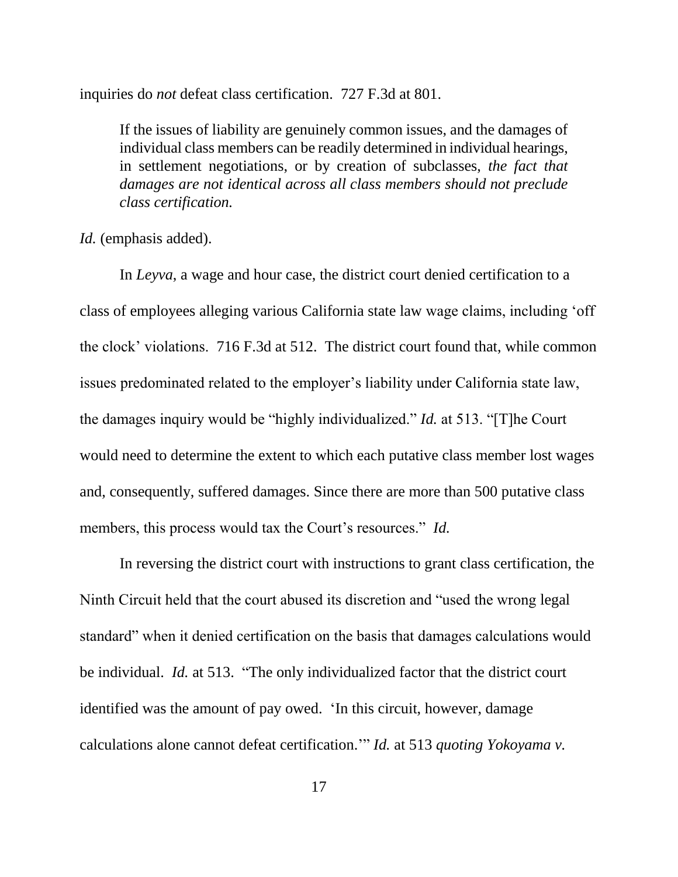inquiries do *not* defeat class certification. 727 F.3d at 801.

> If the issues of liability are genuinely common issues, and the damages of individual class members can be readily determined in individual hearings, in settlement negotiations, or by creation of subclasses, *the fact that damages are not identical across all class members should not preclude class certification.*

*Id.* (emphasis added).

In *Leyva*, a wage and hour case, the district court denied certification to a class of employees alleging various California state law wage claims, including 'off the clock' violations. 716 F.3d at 512. The district court found that, while common issues predominated related to the employer's liability under California state law, the damages inquiry would be "highly individualized." *Id.* at 513. "[T]he Court would need to determine the extent to which each putative class member lost wages and, consequently, suffered damages. Since there are more than 500 putative class members, this process would tax the Court's resources." *Id.*

In reversing the district court with instructions to grant class certification, the Ninth Circuit held that the court abused its discretion and "used the wrong legal standard" when it denied certification on the basis that damages calculations would be individual. *Id.* at 513. "The only individualized factor that the district court identified was the amount of pay owed. 'In this circuit, however, damage calculations alone cannot defeat certification.'" *Id.* at 513 *quoting Yokoyama v.*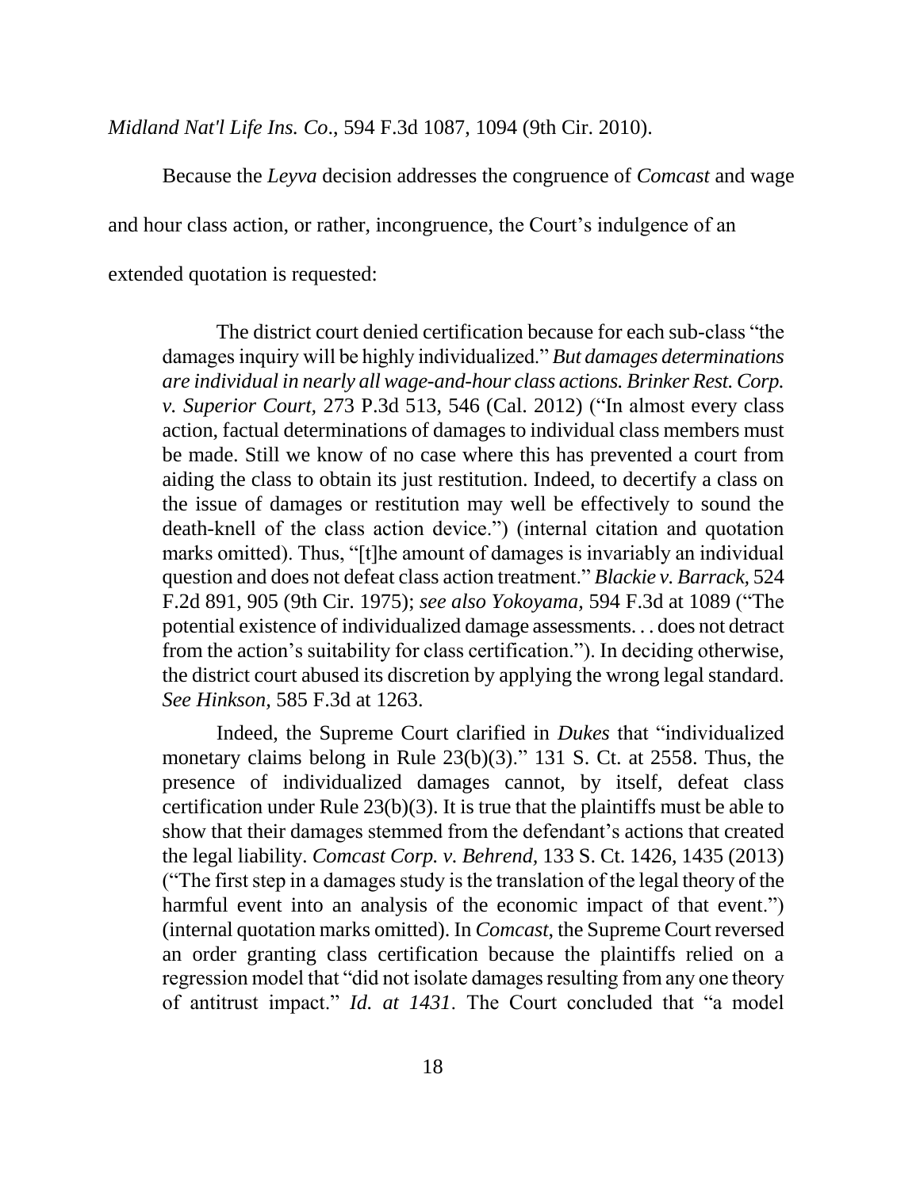*Midland Nat'l Life Ins. Co*., 594 F.3d 1087, 1094 (9th Cir. 2010).

Because the *Leyva* decision addresses the congruence of *Comcast* and wage and hour class action, or rather, incongruence, the Court's indulgence of an extended quotation is requested:

> The district court denied certification because for each sub-class "the damages inquiry will be highly individualized." *But damages determinations are individual in nearly all wage-and-hour class actions. Brinker Rest. Corp. v. Superior Court,* 273 P.3d 513, 546 (Cal. 2012) ("In almost every class action, factual determinations of damages to individual class members must be made. Still we know of no case where this has prevented a court from aiding the class to obtain its just restitution. Indeed, to decertify a class on the issue of damages or restitution may well be effectively to sound the death-knell of the class action device.") (internal citation and quotation marks omitted). Thus, "[t]he amount of damages is invariably an individual question and does not defeat class action treatment." *Blackie v. Barrack,* 524 F.2d 891, 905 (9th Cir. 1975); *see also Yokoyama,* 594 F.3d at 1089 ("The potential existence of individualized damage assessments. . . does not detract from the action's suitability for class certification."). In deciding otherwise, the district court abused its discretion by applying the wrong legal standard. *See Hinkson,* 585 F.3d at 1263.
>
> Indeed, the Supreme Court clarified in *Dukes* that "individualized monetary claims belong in Rule 23(b)(3)." 131 S. Ct. at 2558. Thus, the presence of individualized damages cannot, by itself, defeat class certification under Rule 23(b)(3). It is true that the plaintiffs must be able to show that their damages stemmed from the defendant's actions that created the legal liability. *Comcast Corp. v. Behrend*, 133 S. Ct. 1426, 1435 (2013) ("The first step in a damages study is the translation of the legal theory of the harmful event into an analysis of the economic impact of that event.") (internal quotation marks omitted). In *Comcast*, the Supreme Court reversed an order granting class certification because the plaintiffs relied on a regression model that "did not isolate damages resulting from any one theory of antitrust impact." *Id. at 1431*. The Court concluded that "a model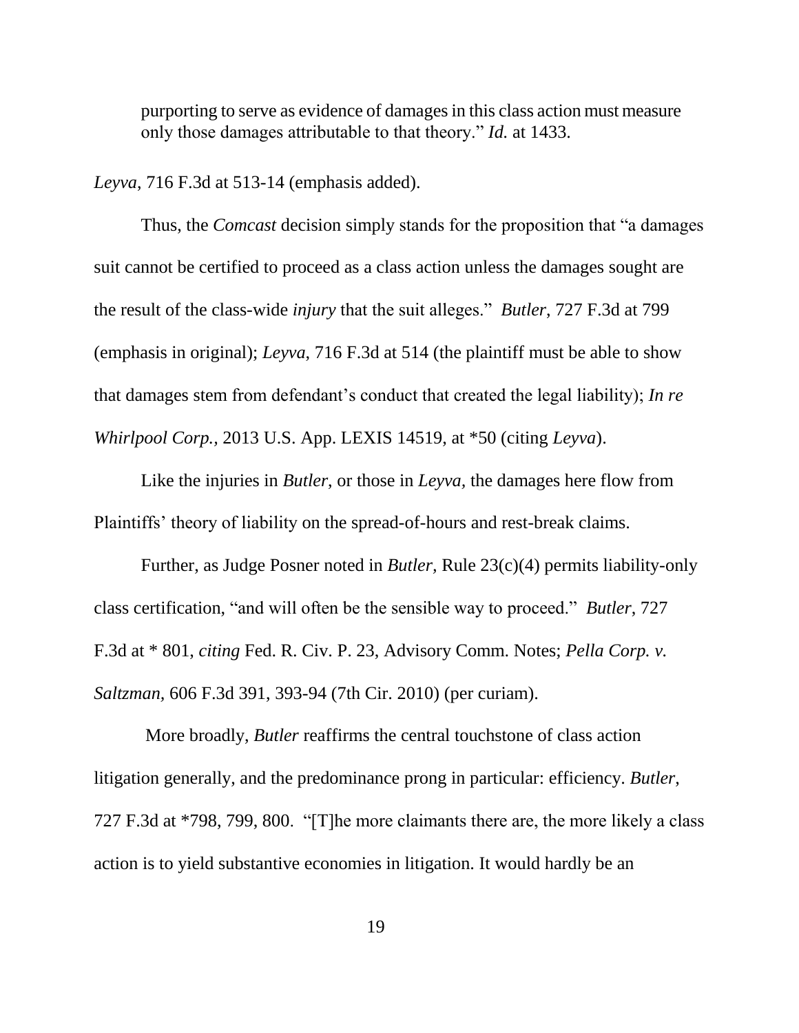> purporting to serve as evidence of damages in this class action must measure only those damages attributable to that theory." *Id.* at 1433.

*Leyva*, 716 F.3d at 513-14 (emphasis added).

Thus, the *Comcast* decision simply stands for the proposition that "a damages suit cannot be certified to proceed as a class action unless the damages sought are the result of the class-wide *injury* that the suit alleges." *Butler*, 727 F.3d at 799 (emphasis in original); *Leyva*, 716 F.3d at 514 (the plaintiff must be able to show that damages stem from defendant's conduct that created the legal liability); *In re Whirlpool Corp.*, 2013 U.S. App. LEXIS 14519, at *50 (citing *Leyva*).

Like the injuries in *Butler*, or those in *Leyva*, the damages here flow from Plaintiffs' theory of liability on the spread-of-hours and rest-break claims.

Further, as Judge Posner noted in *Butler*, Rule 23(c)(4) permits liability-only class certification, "and will often be the sensible way to proceed." *Butler*, 727 F.3d at * 801, *citing* Fed. R. Civ. P. 23, Advisory Comm. Notes; *Pella Corp. v. Saltzman*, 606 F.3d 391, 393-94 (7th Cir. 2010) (per curiam).

More broadly, *Butler* reaffirms the central touchstone of class action litigation generally, and the predominance prong in particular: efficiency. *Butler*, 727 F.3d at *798, 799, 800. "[T]he more claimants there are, the more likely a class action is to yield substantive economies in litigation. It would hardly be an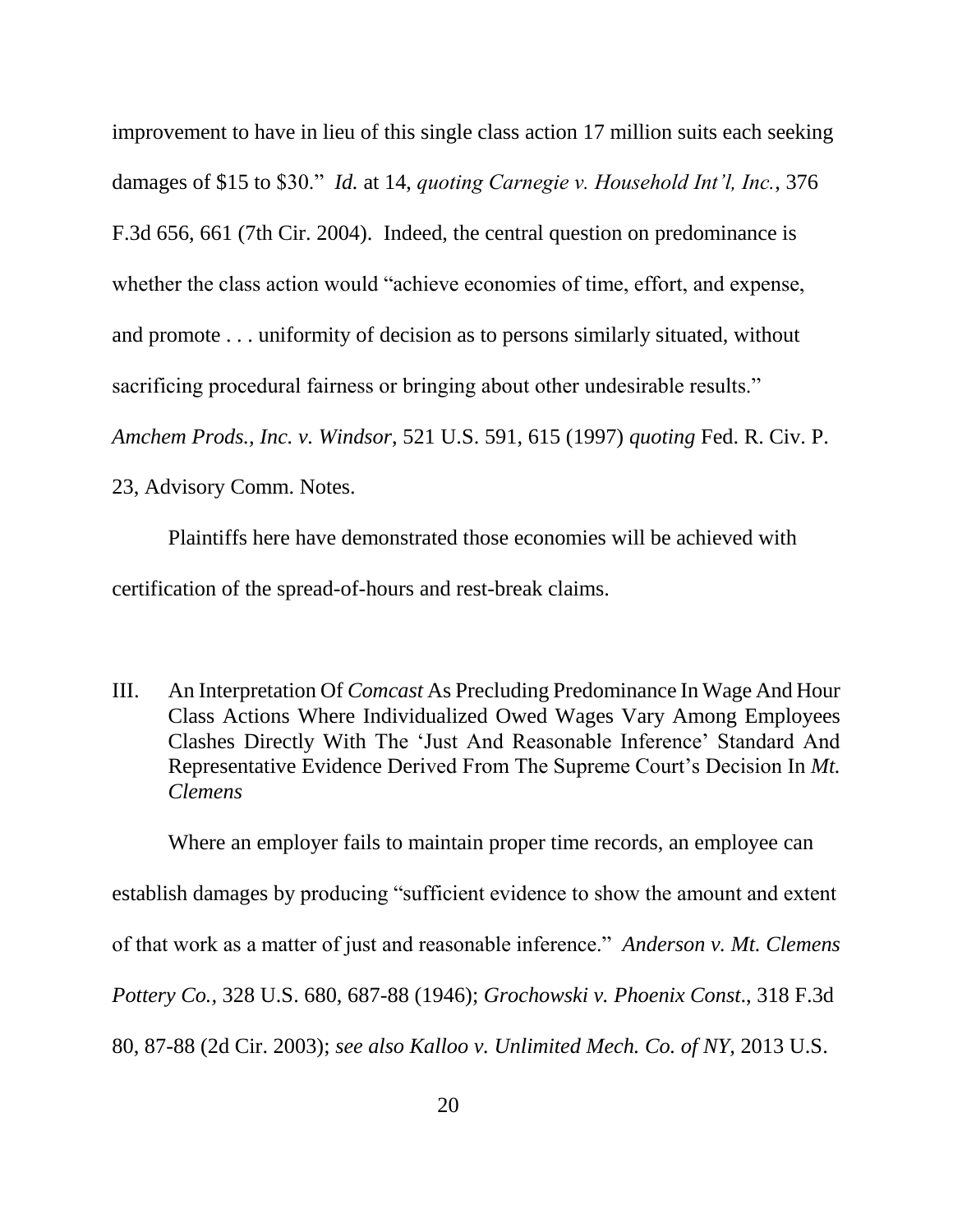improvement to have in lieu of this single class action 17 million suits each seeking damages of $15 to $30." *Id.* at 14, *quoting Carnegie v. Household Int'l, Inc.*, 376 F.3d 656, 661 (7th Cir. 2004). Indeed, the central question on predominance is whether the class action would "achieve economies of time, effort, and expense, and promote . . . uniformity of decision as to persons similarly situated, without sacrificing procedural fairness or bringing about other undesirable results." *Amchem Prods., Inc. v. Windsor*, 521 U.S. 591, 615 (1997) *quoting* Fed. R. Civ. P. 23, Advisory Comm. Notes.

Plaintiffs here have demonstrated those economies will be achieved with certification of the spread-of-hours and rest-break claims.

## III. An Interpretation Of *Comcast* As Precluding Predominance In Wage And Hour Class Actions Where Individualized Owed Wages Vary Among Employees Clashes Directly With The 'Just And Reasonable Inference' Standard And Representative Evidence Derived From The Supreme Court's Decision In *Mt. Clemens*

Where an employer fails to maintain proper time records, an employee can establish damages by producing "sufficient evidence to show the amount and extent of that work as a matter of just and reasonable inference." *Anderson v. Mt. Clemens Pottery Co.*, 328 U.S. 680, 687-88 (1946); *Grochowski v. Phoenix Const.*, 318 F.3d 80, 87-88 (2d Cir. 2003); *see also Kalloo v. Unlimited Mech. Co. of NY,* 2013 U.S.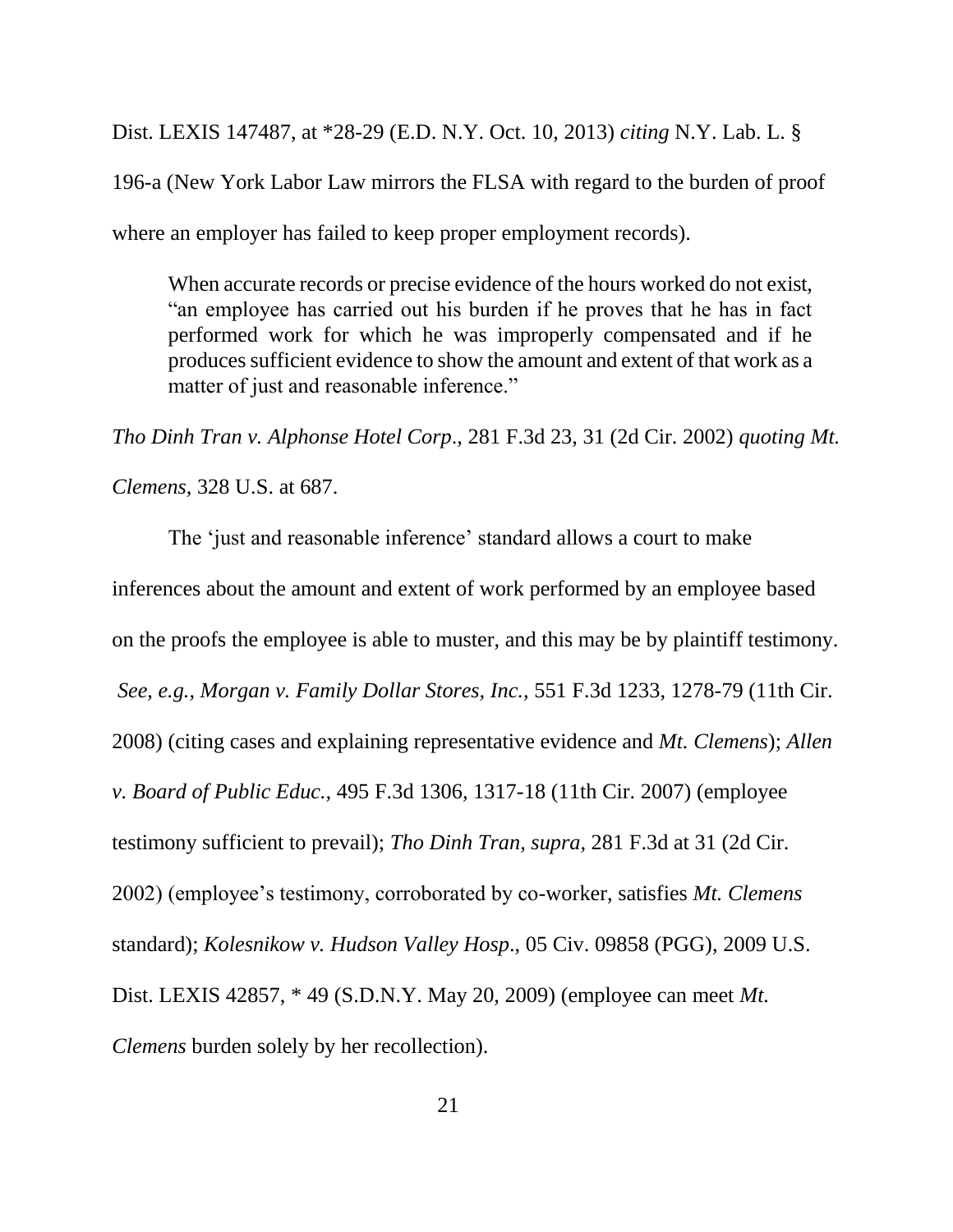Dist. LEXIS 147487, at *28-29 (E.D. N.Y. Oct. 10, 2013) *citing* N.Y. Lab. L. § 196-a (New York Labor Law mirrors the FLSA with regard to the burden of proof where an employer has failed to keep proper employment records).

> When accurate records or precise evidence of the hours worked do not exist, "an employee has carried out his burden if he proves that he has in fact performed work for which he was improperly compensated and if he produces sufficient evidence to show the amount and extent of that work as a matter of just and reasonable inference."

*Tho Dinh Tran v. Alphonse Hotel Corp*., 281 F.3d 23, 31 (2d Cir. 2002) *quoting Mt. Clemens*, 328 U.S. at 687.

The 'just and reasonable inference' standard allows a court to make inferences about the amount and extent of work performed by an employee based on the proofs the employee is able to muster, and this may be by plaintiff testimony. *See, e.g., Morgan v. Family Dollar Stores, Inc.*, 551 F.3d 1233, 1278-79 (11th Cir. 2008) (citing cases and explaining representative evidence and *Mt. Clemens*); *Allen v. Board of Public Educ.,* 495 F.3d 1306, 1317-18 (11th Cir. 2007) (employee testimony sufficient to prevail); *Tho Dinh Tran, supra,* 281 F.3d at 31 (2d Cir. 2002) (employee's testimony, corroborated by co-worker, satisfies *Mt. Clemens* standard); *Kolesnikow v. Hudson Valley Hosp*., 05 Civ. 09858 (PGG), 2009 U.S. Dist. LEXIS 42857, * 49 (S.D.N.Y. May 20, 2009) (employee can meet *Mt. Clemens* burden solely by her recollection).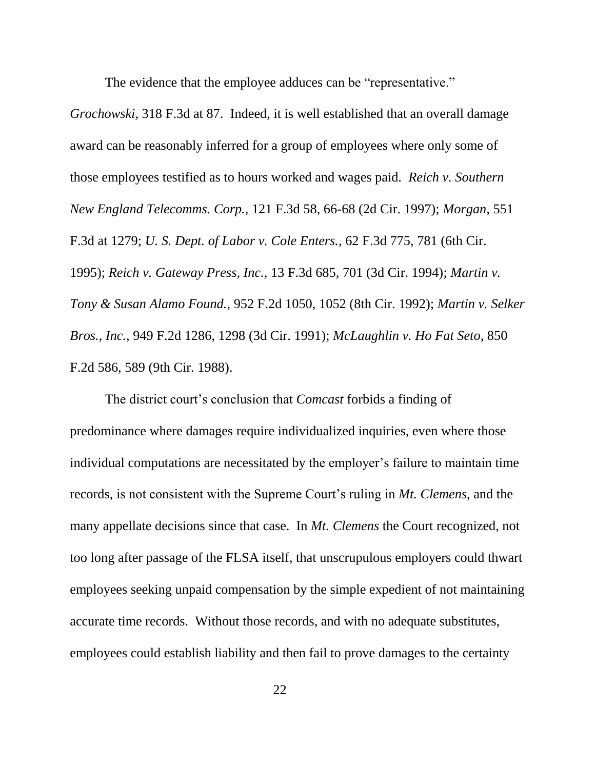The evidence that the employee adduces can be "representative." *Grochowski*, 318 F.3d at 87. Indeed, it is well established that an overall damage award can be reasonably inferred for a group of employees where only some of those employees testified as to hours worked and wages paid. *Reich v. Southern New England Telecomms. Corp.*, 121 F.3d 58, 66-68 (2d Cir. 1997); *Morgan*, 551 F.3d at 1279; *U. S. Dept. of Labor v. Cole Enters.*, 62 F.3d 775, 781 (6th Cir. 1995); *Reich v. Gateway Press, Inc.*, 13 F.3d 685, 701 (3d Cir. 1994); *Martin v. Tony & Susan Alamo Found.*, 952 F.2d 1050, 1052 (8th Cir. 1992); *Martin v. Selker Bros., Inc.*, 949 F.2d 1286, 1298 (3d Cir. 1991); *McLaughlin v. Ho Fat Seto*, 850 F.2d 586, 589 (9th Cir. 1988).

The district court's conclusion that *Comcast* forbids a finding of predominance where damages require individualized inquiries, even where those individual computations are necessitated by the employer's failure to maintain time records, is not consistent with the Supreme Court's ruling in *Mt. Clemens*, and the many appellate decisions since that case. In *Mt. Clemens* the Court recognized, not too long after passage of the FLSA itself, that unscrupulous employers could thwart employees seeking unpaid compensation by the simple expedient of not maintaining accurate time records. Without those records, and with no adequate substitutes, employees could establish liability and then fail to prove damages to the certainty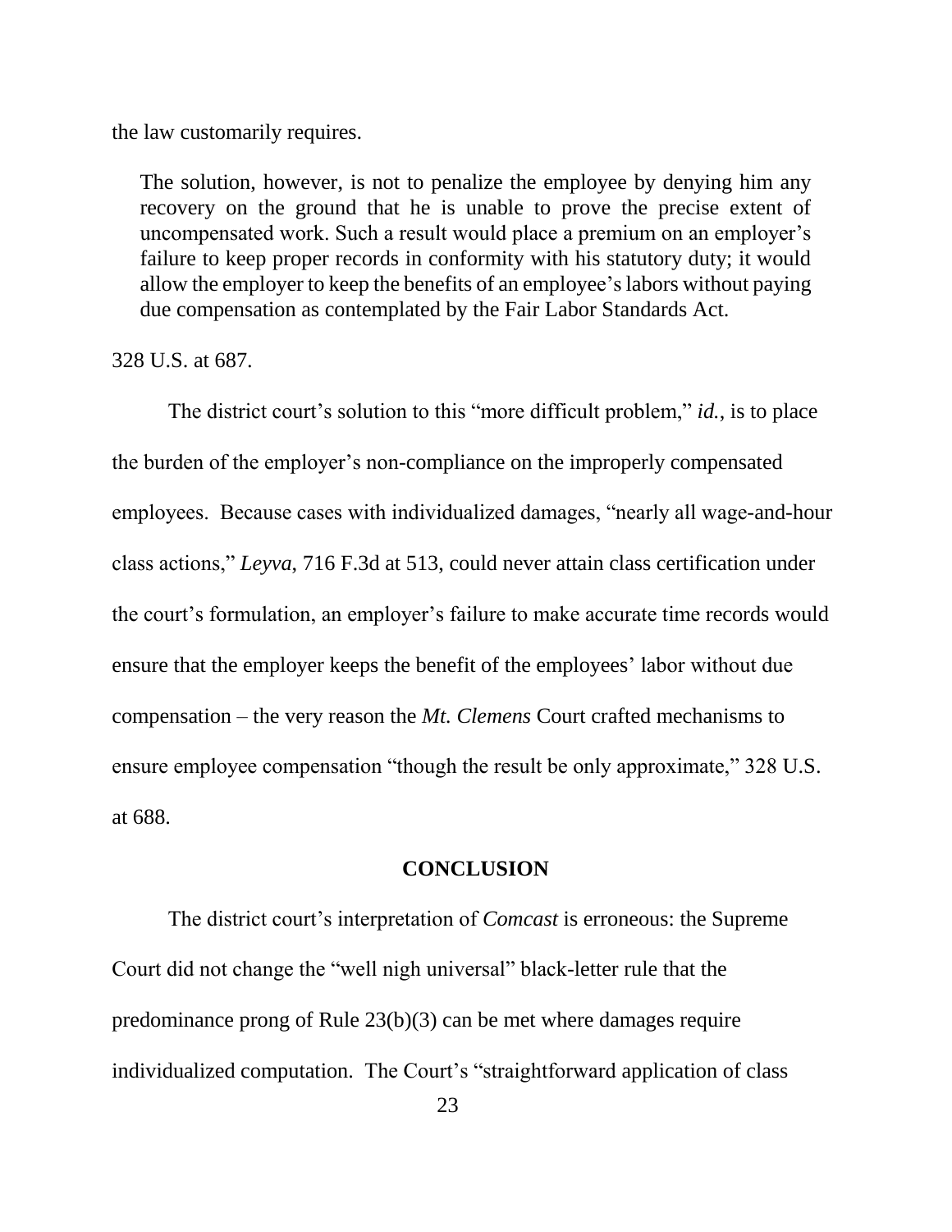the law customarily requires.

> The solution, however, is not to penalize the employee by denying him any recovery on the ground that he is unable to prove the precise extent of uncompensated work. Such a result would place a premium on an employer's failure to keep proper records in conformity with his statutory duty; it would allow the employer to keep the benefits of an employee's labors without paying due compensation as contemplated by the Fair Labor Standards Act.

328 U.S. at 687.

The district court's solution to this "more difficult problem," *id.*, is to place the burden of the employer's non-compliance on the improperly compensated employees. Because cases with individualized damages, "nearly all wage-and-hour class actions," *Leyva*, 716 F.3d at 513, could never attain class certification under the court's formulation, an employer's failure to make accurate time records would ensure that the employer keeps the benefit of the employees' labor without due compensation – the very reason the *Mt. Clemens* Court crafted mechanisms to ensure employee compensation "though the result be only approximate," 328 U.S. at 688.

## CONCLUSION

The district court's interpretation of *Comcast* is erroneous: the Supreme Court did not change the "well nigh universal" black-letter rule that the predominance prong of Rule 23(b)(3) can be met where damages require individualized computation. The Court's "straightforward application of class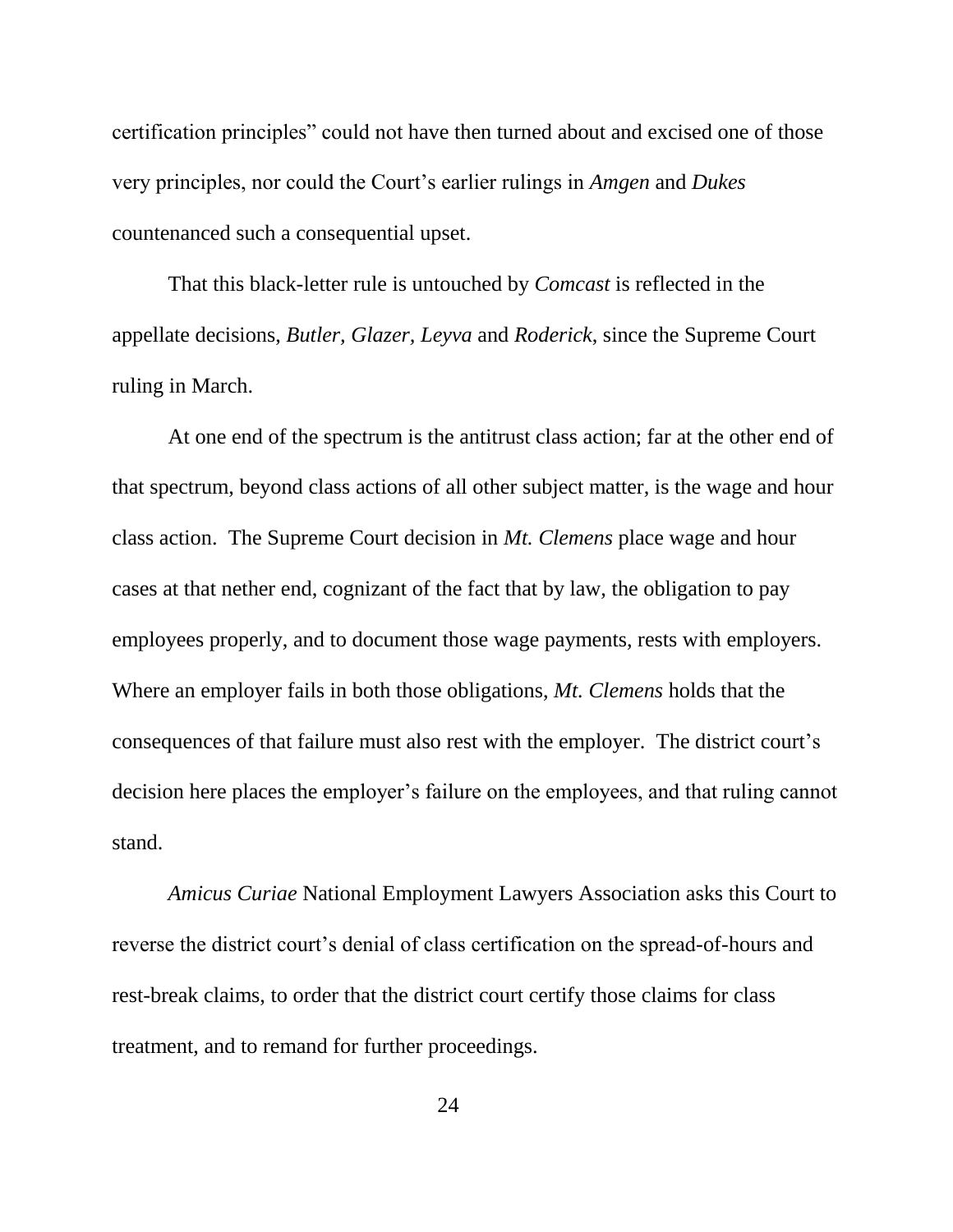certification principles" could not have then turned about and excised one of those very principles, nor could the Court's earlier rulings in *Amgen* and *Dukes* countenanced such a consequential upset.

That this black-letter rule is untouched by *Comcast* is reflected in the appellate decisions, *Butler, Glazer, Leyva* and *Roderick*, since the Supreme Court ruling in March.

At one end of the spectrum is the antitrust class action; far at the other end of that spectrum, beyond class actions of all other subject matter, is the wage and hour class action. The Supreme Court decision in *Mt. Clemens* place wage and hour cases at that nether end, cognizant of the fact that by law, the obligation to pay employees properly, and to document those wage payments, rests with employers. Where an employer fails in both those obligations, *Mt. Clemens* holds that the consequences of that failure must also rest with the employer. The district court's decision here places the employer's failure on the employees, and that ruling cannot stand.

*Amicus Curiae* National Employment Lawyers Association asks this Court to reverse the district court's denial of class certification on the spread-of-hours and rest-break claims, to order that the district court certify those claims for class treatment, and to remand for further proceedings.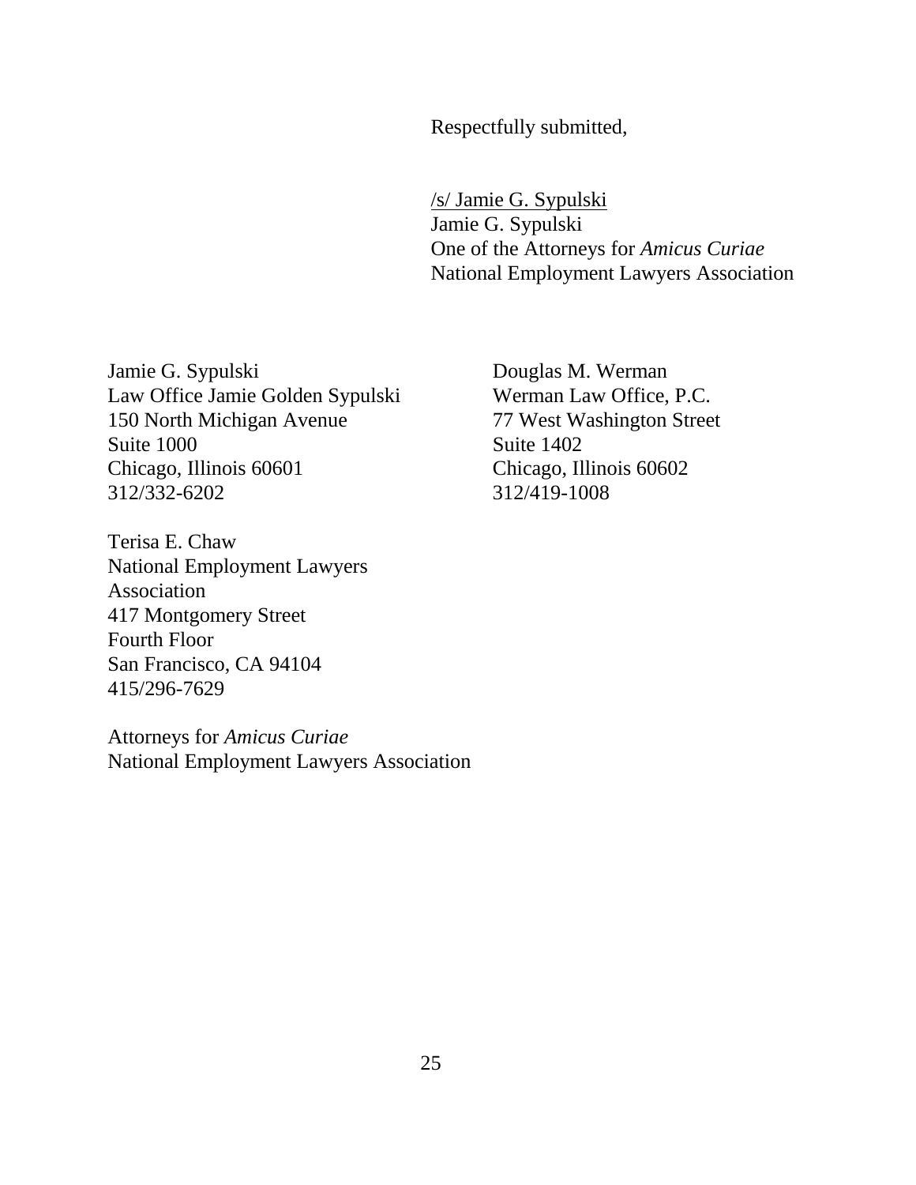Respectfully submitted,

/s/ Jamie G. Sypulski
Jamie G. Sypulski
One of the Attorneys for *Amicus Curiae*
National Employment Lawyers Association

Jamie G. Sypulski
Law Office Jamie Golden Sypulski
150 North Michigan Avenue
Suite 1000
Chicago, Illinois 60601
312/332-6202

Douglas M. Werman
Werman Law Office, P.C.
77 West Washington Street
Suite 1402
Chicago, Illinois 60602
312/419-1008

Terisa E. Chaw
National Employment Lawyers
Association
417 Montgomery Street
Fourth Floor
San Francisco, CA 94104
415/296-7629

Attorneys for *Amicus Curiae*
National Employment Lawyers Association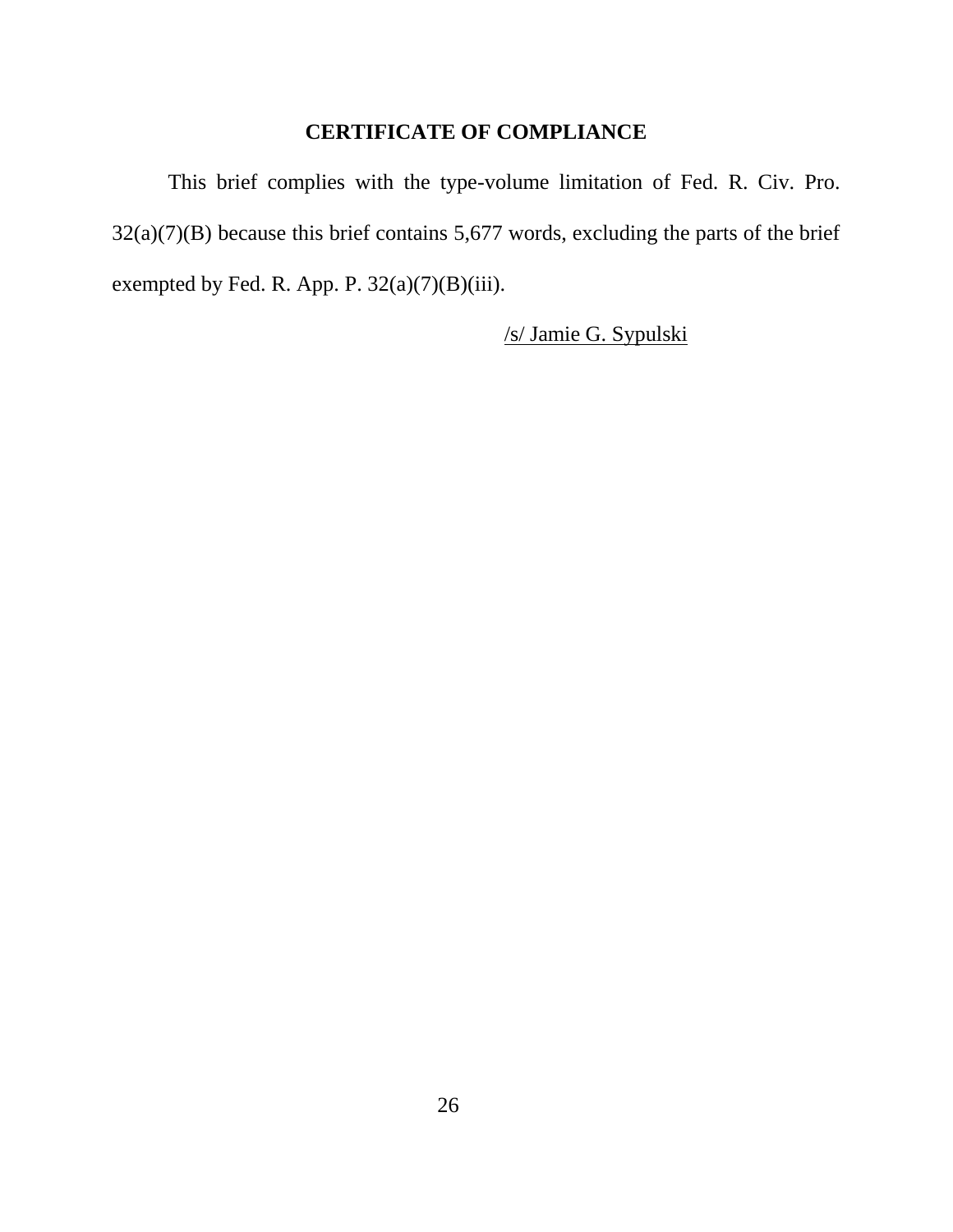## CERTIFICATE OF COMPLIANCE

This brief complies with the type-volume limitation of Fed. R. Civ. Pro. 32(a)(7)(B) because this brief contains 5,677 words, excluding the parts of the brief exempted by Fed. R. App. P. 32(a)(7)(B)(iii).

/s/ Jamie G. Sypulski